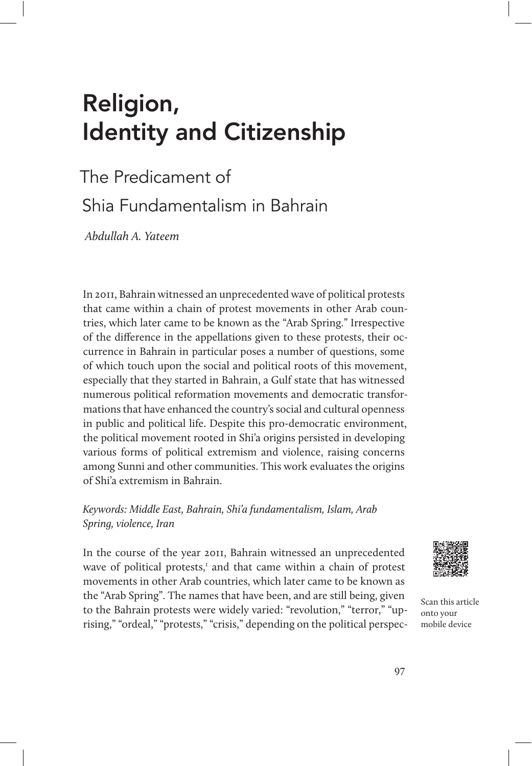# Religion, Identity and Citizenship

## The Predicament of Shia Fundamentalism in Bahrain

*Abdullah A. Yateem*

In 2011, Bahrain witnessed an unprecedented wave of political protests that came within a chain of protest movements in other Arab countries, which later came to be known as the "Arab Spring." Irrespective of the difference in the appellations given to these protests, their occurrence in Bahrain in particular poses a number of questions, some of which touch upon the social and political roots of this movement, especially that they started in Bahrain, a Gulf state that has witnessed numerous political reformation movements and democratic transformations that have enhanced the country's social and cultural openness in public and political life. Despite this pro-democratic environment, the political movement rooted in Shi'a origins persisted in developing various forms of political extremism and violence, raising concerns among Sunni and other communities. This work evaluates the origins of Shi'a extremism in Bahrain.

*Keywords: Middle East, Bahrain, Shi'a fundamentalism, Islam, Arab Spring, violence, Iran*

Scan this article onto your mobile device

In the course of the year 2011, Bahrain witnessed an unprecedented wave of political protests,[1] and that came within a chain of protest movements in other Arab countries, which later came to be known as the "Arab Spring". The names that have been, and are still being, given to the Bahrain protests were widely varied: "revolution," "terror," "uprising," "ordeal," "protests," "crisis," depending on the political perspec-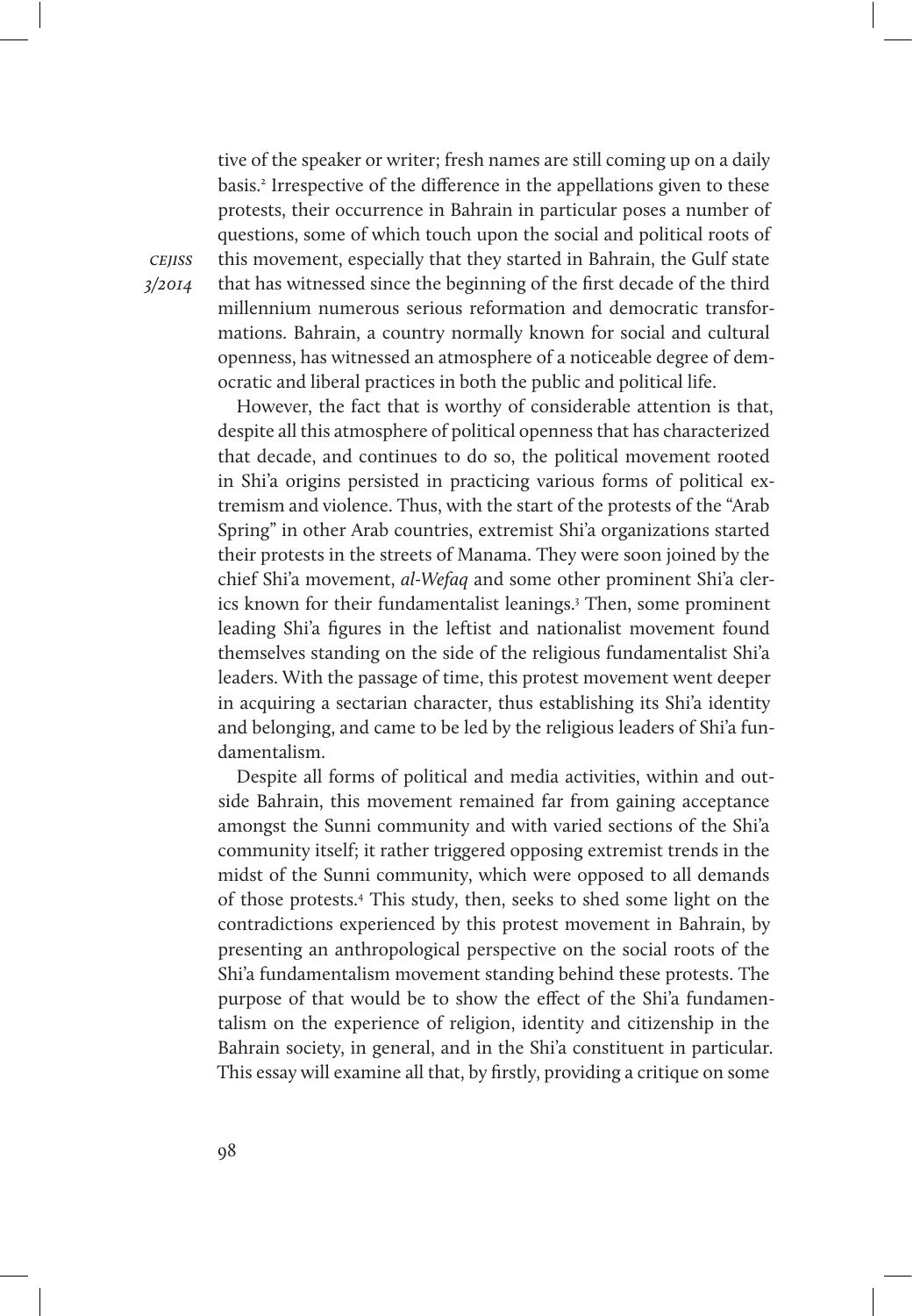tive of the speaker or writer; fresh names are still coming up on a daily basis.[2] Irrespective of the difference in the appellations given to these protests, their occurrence in Bahrain in particular poses a number of questions, some of which touch upon the social and political roots of this movement, especially that they started in Bahrain, the Gulf state that has witnessed since the beginning of the first decade of the third millennium numerous serious reformation and democratic transformations. Bahrain, a country normally known for social and cultural openness, has witnessed an atmosphere of a noticeable degree of democratic and liberal practices in both the public and political life.

However, the fact that is worthy of considerable attention is that, despite all this atmosphere of political openness that has characterized that decade, and continues to do so, the political movement rooted in Shi'a origins persisted in practicing various forms of political extremism and violence. Thus, with the start of the protests of the "Arab Spring" in other Arab countries, extremist Shi'a organizations started their protests in the streets of Manama. They were soon joined by the chief Shi'a movement, *al-Wefaq* and some other prominent Shi'a clerics known for their fundamentalist leanings.[3] Then, some prominent leading Shi'a figures in the leftist and nationalist movement found themselves standing on the side of the religious fundamentalist Shi'a leaders. With the passage of time, this protest movement went deeper in acquiring a sectarian character, thus establishing its Shi'a identity and belonging, and came to be led by the religious leaders of Shi'a fundamentalism.

Despite all forms of political and media activities, within and outside Bahrain, this movement remained far from gaining acceptance amongst the Sunni community and with varied sections of the Shi'a community itself; it rather triggered opposing extremist trends in the midst of the Sunni community, which were opposed to all demands of those protests.[4] This study, then, seeks to shed some light on the contradictions experienced by this protest movement in Bahrain, by presenting an anthropological perspective on the social roots of the Shi'a fundamentalism movement standing behind these protests. The purpose of that would be to show the effect of the Shi'a fundamentalism on the experience of religion, identity and citizenship in the Bahrain society, in general, and in the Shi'a constituent in particular. This essay will examine all that, by firstly, providing a critique on some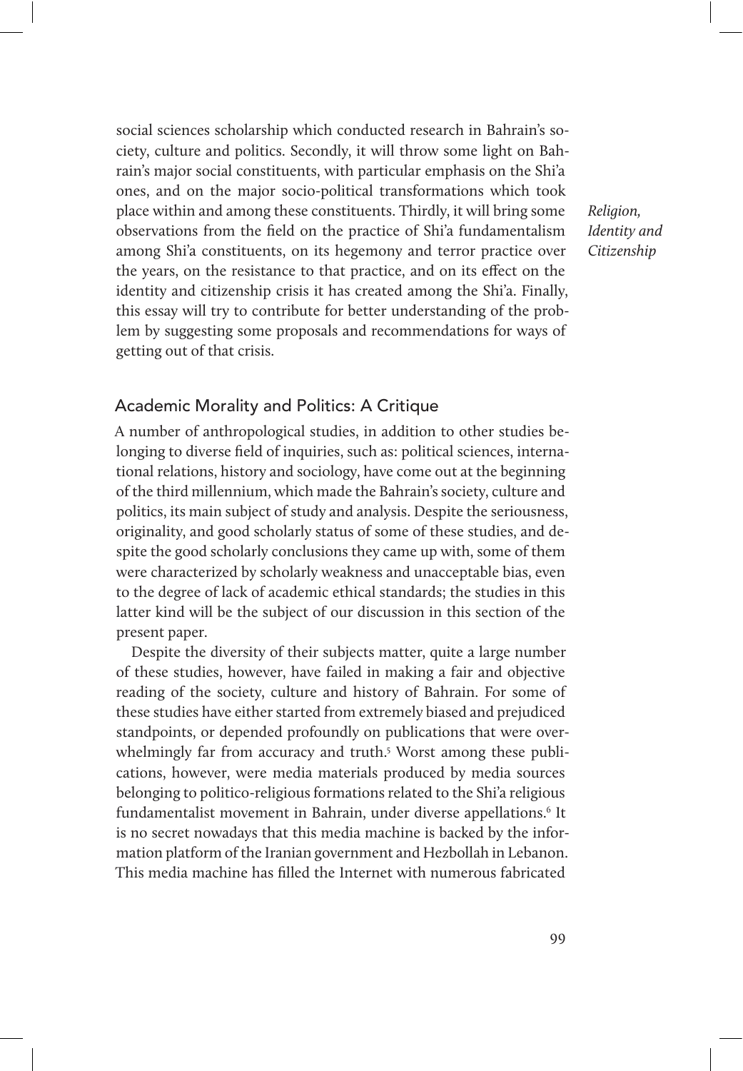social sciences scholarship which conducted research in Bahrain's society, culture and politics. Secondly, it will throw some light on Bahrain's major social constituents, with particular emphasis on the Shi'a ones, and on the major socio-political transformations which took place within and among these constituents. Thirdly, it will bring some observations from the field on the practice of Shi'a fundamentalism among Shi'a constituents, on its hegemony and terror practice over the years, on the resistance to that practice, and on its effect on the identity and citizenship crisis it has created among the Shi'a. Finally, this essay will try to contribute for better understanding of the problem by suggesting some proposals and recommendations for ways of getting out of that crisis.

## Academic Morality and Politics: A Critique

A number of anthropological studies, in addition to other studies belonging to diverse field of inquiries, such as: political sciences, international relations, history and sociology, have come out at the beginning of the third millennium, which made the Bahrain's society, culture and politics, its main subject of study and analysis. Despite the seriousness, originality, and good scholarly status of some of these studies, and despite the good scholarly conclusions they came up with, some of them were characterized by scholarly weakness and unacceptable bias, even to the degree of lack of academic ethical standards; the studies in this latter kind will be the subject of our discussion in this section of the present paper.

Despite the diversity of their subjects matter, quite a large number of these studies, however, have failed in making a fair and objective reading of the society, culture and history of Bahrain. For some of these studies have either started from extremely biased and prejudiced standpoints, or depended profoundly on publications that were overwhelmingly far from accuracy and truth.[5] Worst among these publications, however, were media materials produced by media sources belonging to politico-religious formations related to the Shi'a religious fundamentalist movement in Bahrain, under diverse appellations.[6] It is no secret nowadays that this media machine is backed by the information platform of the Iranian government and Hezbollah in Lebanon. This media machine has filled the Internet with numerous fabricated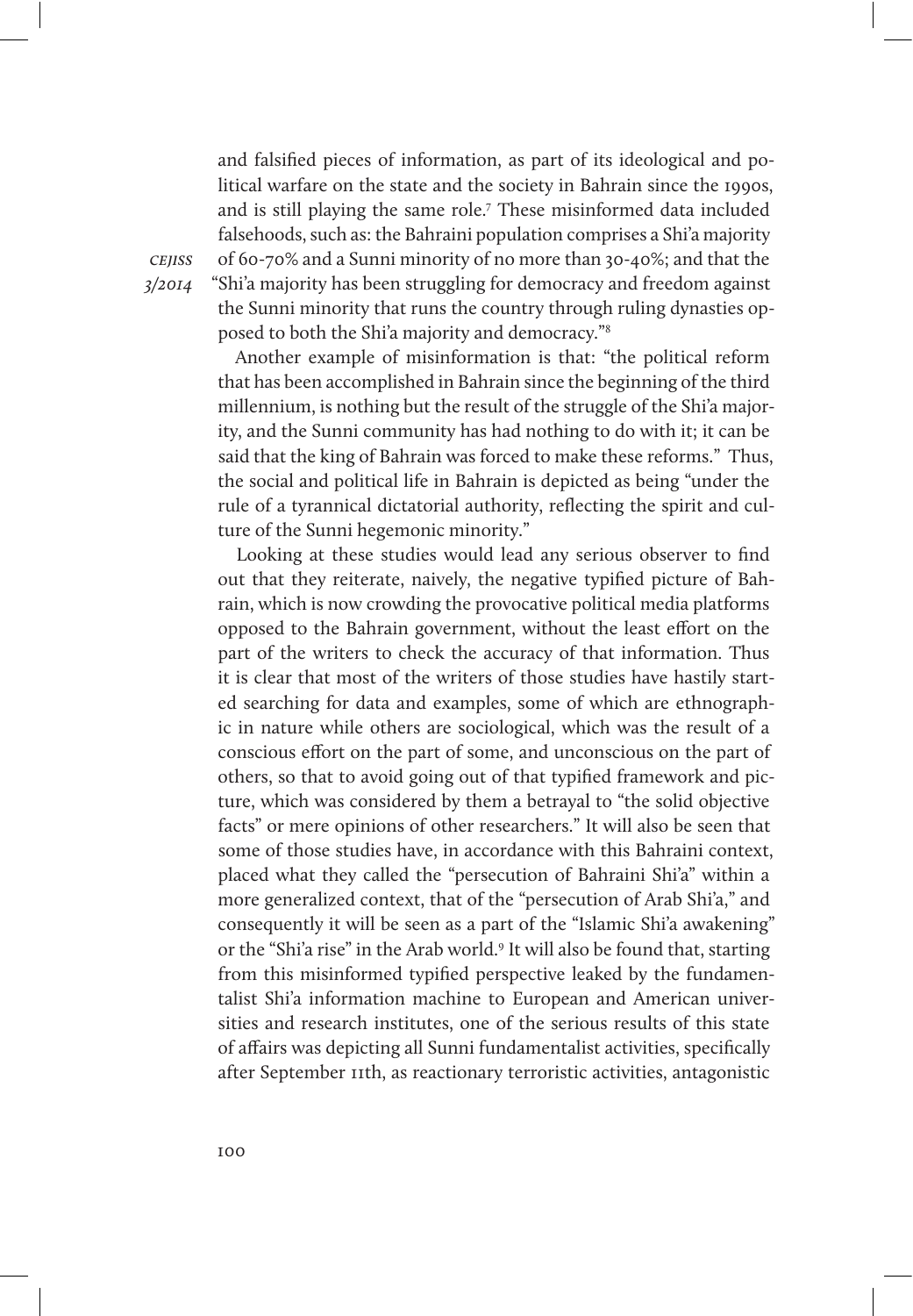and falsified pieces of information, as part of its ideological and political warfare on the state and the society in Bahrain since the 1990s, and is still playing the same role.[7] These misinformed data included falsehoods, such as: the Bahraini population comprises a Shi'a majority of 60-70% and a Sunni minority of no more than 30-40%; and that the "Shi'a majority has been struggling for democracy and freedom against the Sunni minority that runs the country through ruling dynasties opposed to both the Shi'a majority and democracy."[8]

Another example of misinformation is that: "the political reform that has been accomplished in Bahrain since the beginning of the third millennium, is nothing but the result of the struggle of the Shi'a majority, and the Sunni community has had nothing to do with it; it can be said that the king of Bahrain was forced to make these reforms." Thus, the social and political life in Bahrain is depicted as being "under the rule of a tyrannical dictatorial authority, reflecting the spirit and culture of the Sunni hegemonic minority."

Looking at these studies would lead any serious observer to find out that they reiterate, naively, the negative typified picture of Bahrain, which is now crowding the provocative political media platforms opposed to the Bahrain government, without the least effort on the part of the writers to check the accuracy of that information. Thus it is clear that most of the writers of those studies have hastily started searching for data and examples, some of which are ethnographic in nature while others are sociological, which was the result of a conscious effort on the part of some, and unconscious on the part of others, so that to avoid going out of that typified framework and picture, which was considered by them a betrayal to "the solid objective facts" or mere opinions of other researchers." It will also be seen that some of those studies have, in accordance with this Bahraini context, placed what they called the "persecution of Bahraini Shi'a" within a more generalized context, that of the "persecution of Arab Shi'a," and consequently it will be seen as a part of the "Islamic Shi'a awakening" or the "Shi'a rise" in the Arab world.[9] It will also be found that, starting from this misinformed typified perspective leaked by the fundamentalist Shi'a information machine to European and American universities and research institutes, one of the serious results of this state of affairs was depicting all Sunni fundamentalist activities, specifically after September 11th, as reactionary terroristic activities, antagonistic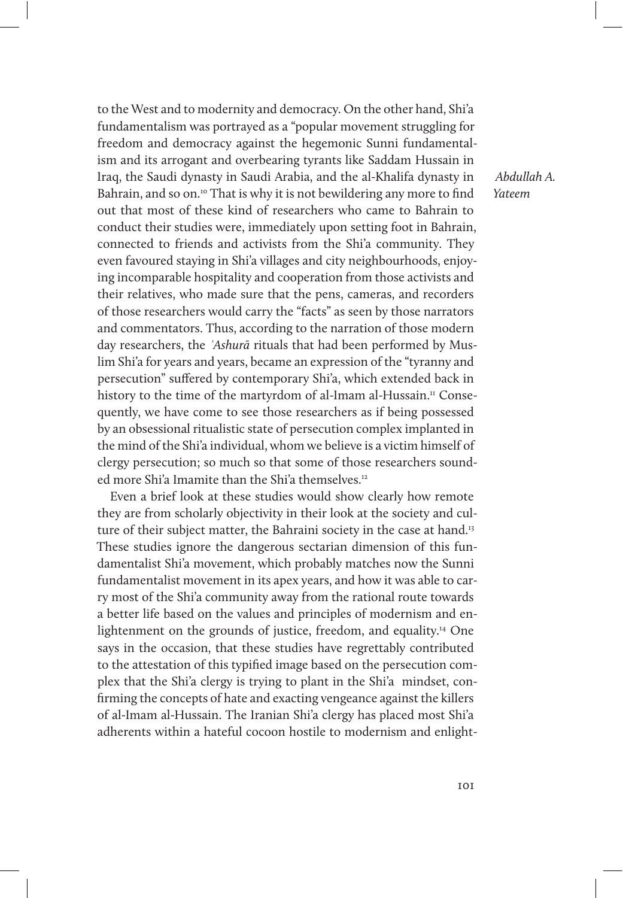to the West and to modernity and democracy. On the other hand, Shi'a fundamentalism was portrayed as a "popular movement struggling for freedom and democracy against the hegemonic Sunni fundamentalism and its arrogant and overbearing tyrants like Saddam Hussain in Iraq, the Saudi dynasty in Saudi Arabia, and the al-Khalifa dynasty in Bahrain, and so on.[10] That is why it is not bewildering any more to find out that most of these kind of researchers who came to Bahrain to conduct their studies were, immediately upon setting foot in Bahrain, connected to friends and activists from the Shi'a community. They even favoured staying in Shi'a villages and city neighbourhoods, enjoying incomparable hospitality and cooperation from those activists and their relatives, who made sure that the pens, cameras, and recorders of those researchers would carry the "facts" as seen by those narrators and commentators. Thus, according to the narration of those modern day researchers, the *ʿAshurā* rituals that had been performed by Muslim Shi'a for years and years, became an expression of the "tyranny and persecution" suffered by contemporary Shi'a, which extended back in history to the time of the martyrdom of al-Imam al-Hussain.[11] Consequently, we have come to see those researchers as if being possessed by an obsessional ritualistic state of persecution complex implanted in the mind of the Shi'a individual, whom we believe is a victim himself of clergy persecution; so much so that some of those researchers sounded more Shi'a Imamite than the Shi'a themselves.[12]

Even a brief look at these studies would show clearly how remote they are from scholarly objectivity in their look at the society and culture of their subject matter, the Bahraini society in the case at hand.[13] These studies ignore the dangerous sectarian dimension of this fundamentalist Shi'a movement, which probably matches now the Sunni fundamentalist movement in its apex years, and how it was able to carry most of the Shi'a community away from the rational route towards a better life based on the values and principles of modernism and enlightenment on the grounds of justice, freedom, and equality.[14] One says in the occasion, that these studies have regrettably contributed to the attestation of this typified image based on the persecution complex that the Shi'a clergy is trying to plant in the Shi'a mindset, confirming the concepts of hate and exacting vengeance against the killers of al-Imam al-Hussain. The Iranian Shi'a clergy has placed most Shi'a adherents within a hateful cocoon hostile to modernism and enlight-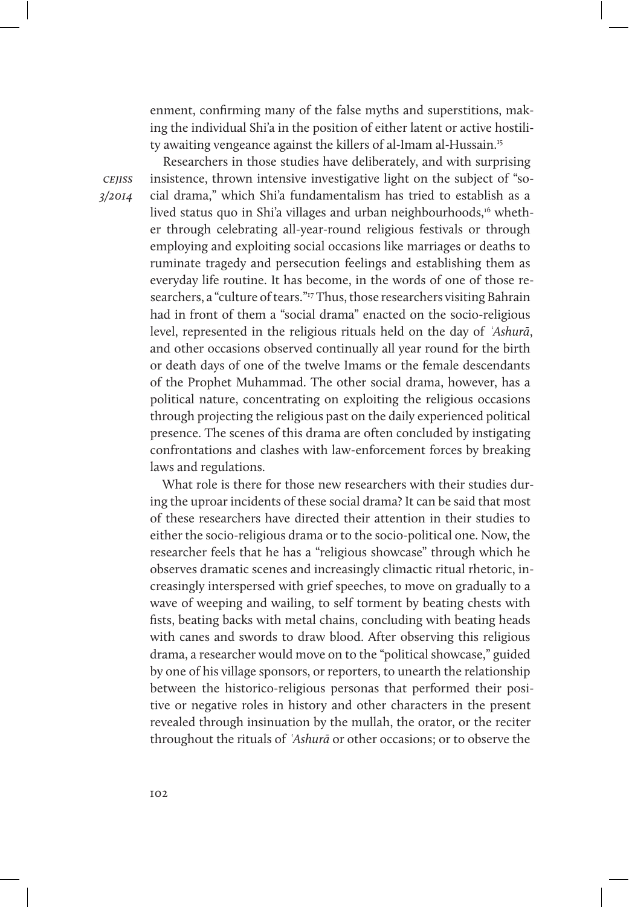enment, confirming many of the false myths and superstitions, making the individual Shi'a in the position of either latent or active hostility awaiting vengeance against the killers of al-Imam al-Hussain.[15]

Researchers in those studies have deliberately, and with surprising insistence, thrown intensive investigative light on the subject of "social drama," which Shi'a fundamentalism has tried to establish as a lived status quo in Shi'a villages and urban neighbourhoods,[16] whether through celebrating all-year-round religious festivals or through employing and exploiting social occasions like marriages or deaths to ruminate tragedy and persecution feelings and establishing them as everyday life routine. It has become, in the words of one of those researchers, a "culture of tears."[17] Thus, those researchers visiting Bahrain had in front of them a "social drama" enacted on the socio-religious level, represented in the religious rituals held on the day of *ʿAshurā*, and other occasions observed continually all year round for the birth or death days of one of the twelve Imams or the female descendants of the Prophet Muhammad. The other social drama, however, has a political nature, concentrating on exploiting the religious occasions through projecting the religious past on the daily experienced political presence. The scenes of this drama are often concluded by instigating confrontations and clashes with law-enforcement forces by breaking laws and regulations.

What role is there for those new researchers with their studies during the uproar incidents of these social drama? It can be said that most of these researchers have directed their attention in their studies to either the socio-religious drama or to the socio-political one. Now, the researcher feels that he has a "religious showcase" through which he observes dramatic scenes and increasingly climactic ritual rhetoric, increasingly interspersed with grief speeches, to move on gradually to a wave of weeping and wailing, to self torment by beating chests with fists, beating backs with metal chains, concluding with beating heads with canes and swords to draw blood. After observing this religious drama, a researcher would move on to the "political showcase," guided by one of his village sponsors, or reporters, to unearth the relationship between the historico-religious personas that performed their positive or negative roles in history and other characters in the present revealed through insinuation by the mullah, the orator, or the reciter throughout the rituals of *ʿAshurā* or other occasions; or to observe the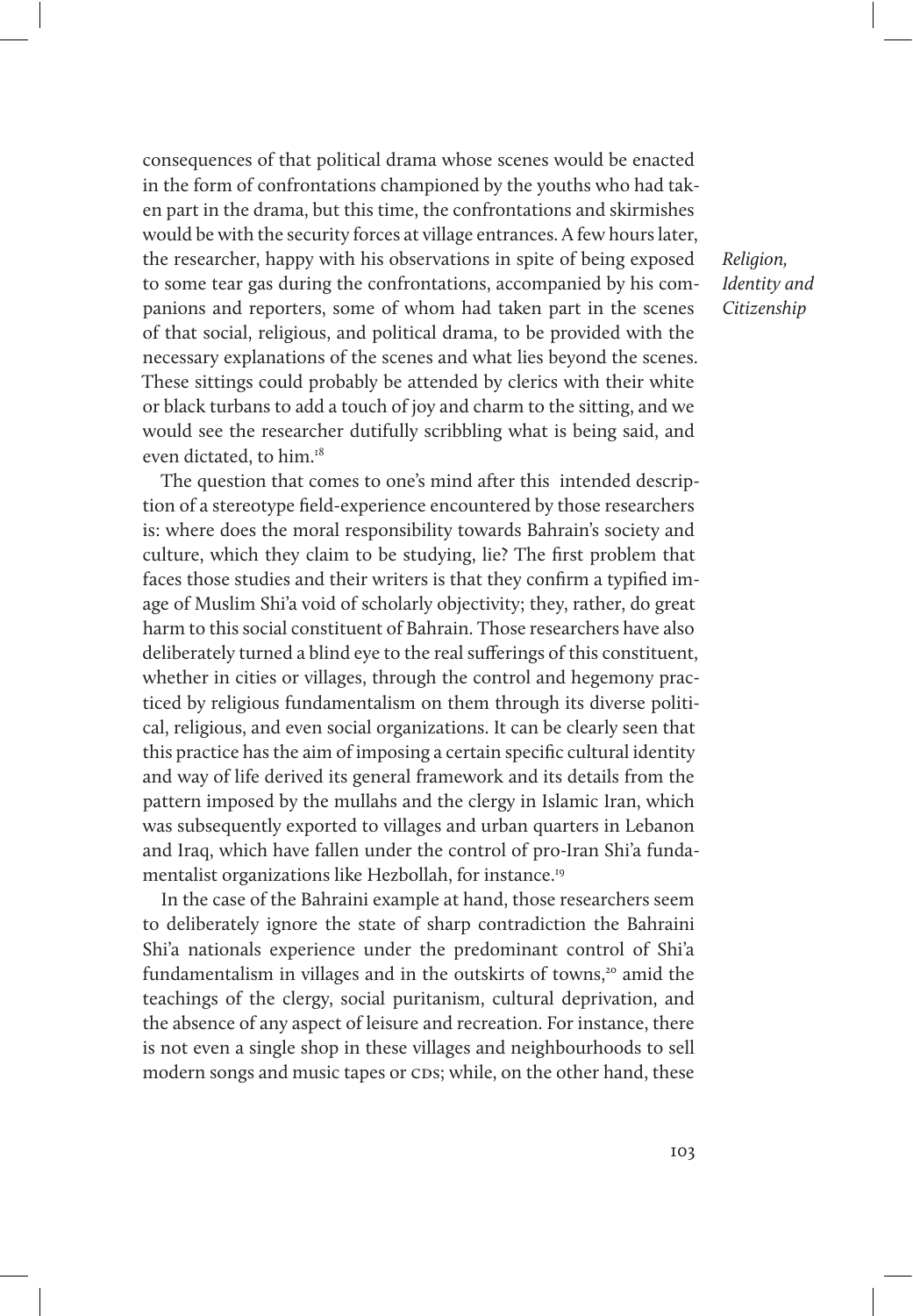consequences of that political drama whose scenes would be enacted in the form of confrontations championed by the youths who had taken part in the drama, but this time, the confrontations and skirmishes would be with the security forces at village entrances. A few hours later, the researcher, happy with his observations in spite of being exposed to some tear gas during the confrontations, accompanied by his companions and reporters, some of whom had taken part in the scenes of that social, religious, and political drama, to be provided with the necessary explanations of the scenes and what lies beyond the scenes. These sittings could probably be attended by clerics with their white or black turbans to add a touch of joy and charm to the sitting, and we would see the researcher dutifully scribbling what is being said, and even dictated, to him.[18]

The question that comes to one's mind after this intended description of a stereotype field-experience encountered by those researchers is: where does the moral responsibility towards Bahrain's society and culture, which they claim to be studying, lie? The first problem that faces those studies and their writers is that they confirm a typified image of Muslim Shi'a void of scholarly objectivity; they, rather, do great harm to this social constituent of Bahrain. Those researchers have also deliberately turned a blind eye to the real sufferings of this constituent, whether in cities or villages, through the control and hegemony practiced by religious fundamentalism on them through its diverse political, religious, and even social organizations. It can be clearly seen that this practice has the aim of imposing a certain specific cultural identity and way of life derived its general framework and its details from the pattern imposed by the mullahs and the clergy in Islamic Iran, which was subsequently exported to villages and urban quarters in Lebanon and Iraq, which have fallen under the control of pro-Iran Shi'a fundamentalist organizations like Hezbollah, for instance.[19]

In the case of the Bahraini example at hand, those researchers seem to deliberately ignore the state of sharp contradiction the Bahraini Shi'a nationals experience under the predominant control of Shi'a fundamentalism in villages and in the outskirts of towns,[20] amid the teachings of the clergy, social puritanism, cultural deprivation, and the absence of any aspect of leisure and recreation. For instance, there is not even a single shop in these villages and neighbourhoods to sell modern songs and music tapes or CDs; while, on the other hand, these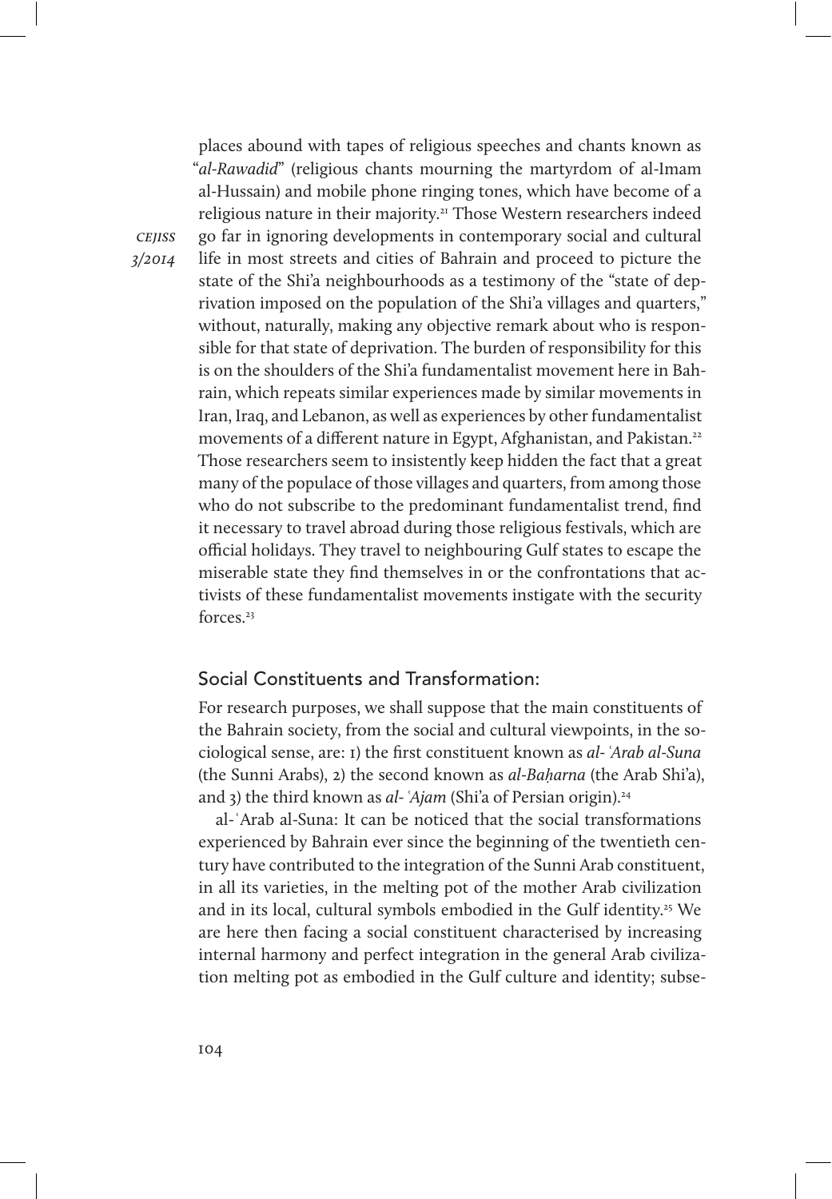places abound with tapes of religious speeches and chants known as "*al-Rawadid*" (religious chants mourning the martyrdom of al-Imam al-Hussain) and mobile phone ringing tones, which have become of a religious nature in their majority.[21] Those Western researchers indeed go far in ignoring developments in contemporary social and cultural life in most streets and cities of Bahrain and proceed to picture the state of the Shi'a neighbourhoods as a testimony of the "state of deprivation imposed on the population of the Shi'a villages and quarters," without, naturally, making any objective remark about who is responsible for that state of deprivation. The burden of responsibility for this is on the shoulders of the Shi'a fundamentalist movement here in Bahrain, which repeats similar experiences made by similar movements in Iran, Iraq, and Lebanon, as well as experiences by other fundamentalist movements of a different nature in Egypt, Afghanistan, and Pakistan.[22] Those researchers seem to insistently keep hidden the fact that a great many of the populace of those villages and quarters, from among those who do not subscribe to the predominant fundamentalist trend, find it necessary to travel abroad during those religious festivals, which are official holidays. They travel to neighbouring Gulf states to escape the miserable state they find themselves in or the confrontations that activists of these fundamentalist movements instigate with the security forces.[23]

## Social Constituents and Transformation:

For research purposes, we shall suppose that the main constituents of the Bahrain society, from the social and cultural viewpoints, in the sociological sense, are: 1) the first constituent known as *al-ʿArab al-Suna* (the Sunni Arabs), 2) the second known as *al-Baḥarna* (the Arab Shi'a), and 3) the third known as *al-ʿAjam* (Shi'a of Persian origin).[24]

al-ʿArab al-Suna: It can be noticed that the social transformations experienced by Bahrain ever since the beginning of the twentieth century have contributed to the integration of the Sunni Arab constituent, in all its varieties, in the melting pot of the mother Arab civilization and in its local, cultural symbols embodied in the Gulf identity.[25] We are here then facing a social constituent characterised by increasing internal harmony and perfect integration in the general Arab civilization melting pot as embodied in the Gulf culture and identity; subse-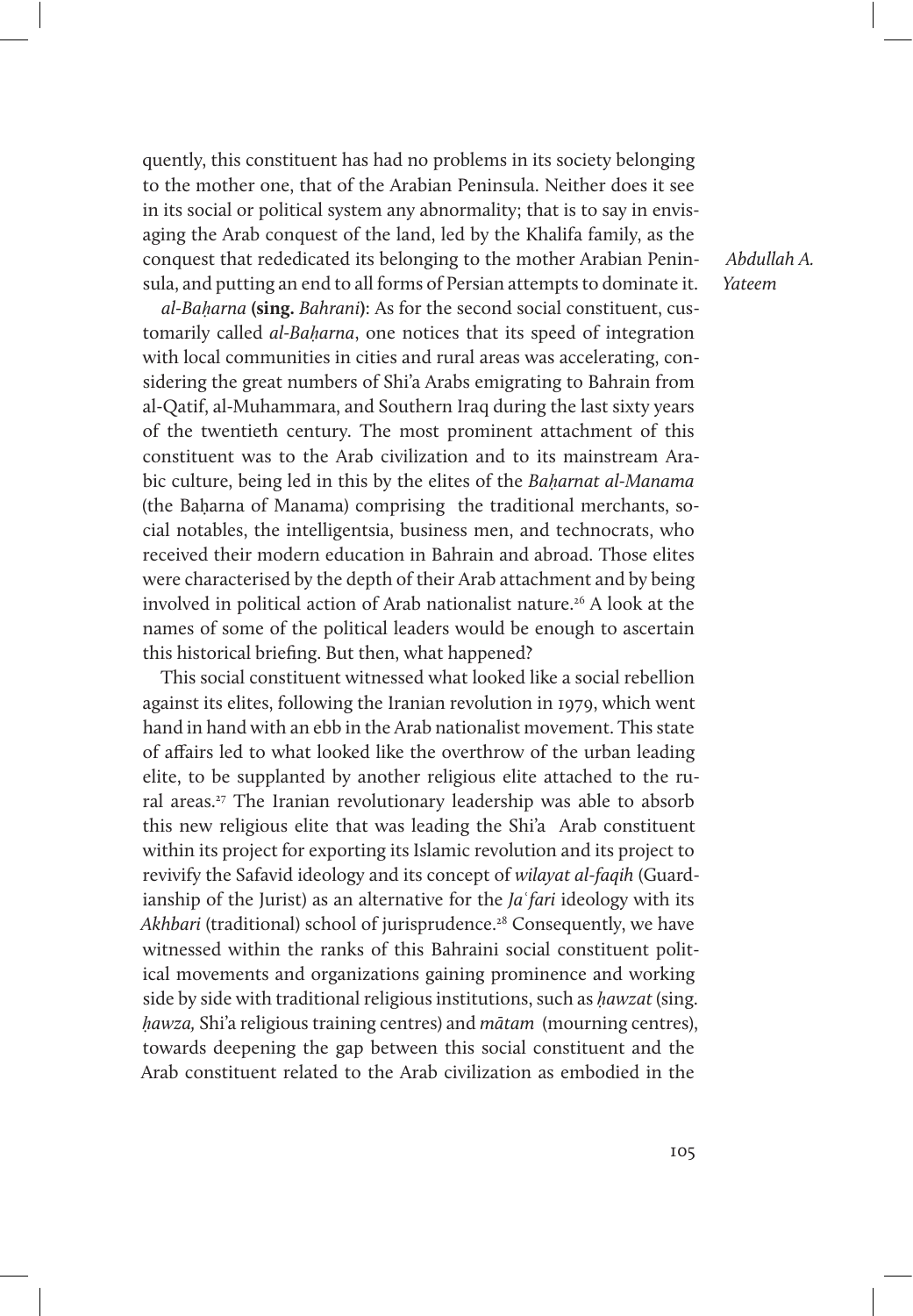quently, this constituent has had no problems in its society belonging to the mother one, that of the Arabian Peninsula. Neither does it see in its social or political system any abnormality; that is to say in envisaging the Arab conquest of the land, led by the Khalifa family, as the conquest that rededicated its belonging to the mother Arabian Peninsula, and putting an end to all forms of Persian attempts to dominate it.

*al-Baḥarna* **(sing.** *Bahrani***)**: As for the second social constituent, customarily called *al-Baḥarna*, one notices that its speed of integration with local communities in cities and rural areas was accelerating, considering the great numbers of Shi'a Arabs emigrating to Bahrain from al-Qatif, al-Muhammara, and Southern Iraq during the last sixty years of the twentieth century. The most prominent attachment of this constituent was to the Arab civilization and to its mainstream Arabic culture, being led in this by the elites of the *Baḥarnat al-Manama* (the Baḥarna of Manama) comprising the traditional merchants, social notables, the intelligentsia, business men, and technocrats, who received their modern education in Bahrain and abroad. Those elites were characterised by the depth of their Arab attachment and by being involved in political action of Arab nationalist nature.[26] A look at the names of some of the political leaders would be enough to ascertain this historical briefing. But then, what happened?

This social constituent witnessed what looked like a social rebellion against its elites, following the Iranian revolution in 1979, which went hand in hand with an ebb in the Arab nationalist movement. This state of affairs led to what looked like the overthrow of the urban leading elite, to be supplanted by another religious elite attached to the rural areas.[27] The Iranian revolutionary leadership was able to absorb this new religious elite that was leading the Shi'a Arab constituent within its project for exporting its Islamic revolution and its project to revivify the Safavid ideology and its concept of *wilayat al-faqih* (Guardianship of the Jurist) as an alternative for the *Jaʿfari* ideology with its *Akhbari* (traditional) school of jurisprudence.[28] Consequently, we have witnessed within the ranks of this Bahraini social constituent political movements and organizations gaining prominence and working side by side with traditional religious institutions, such as *ḥawzat* (sing. *ḥawza,* Shi'a religious training centres) and *mātam* (mourning centres), towards deepening the gap between this social constituent and the Arab constituent related to the Arab civilization as embodied in the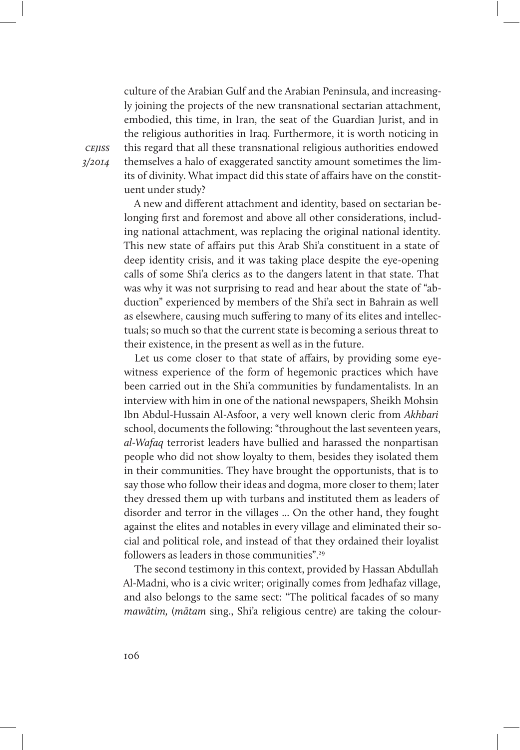culture of the Arabian Gulf and the Arabian Peninsula, and increasingly joining the projects of the new transnational sectarian attachment, embodied, this time, in Iran, the seat of the Guardian Jurist, and in the religious authorities in Iraq. Furthermore, it is worth noticing in this regard that all these transnational religious authorities endowed themselves a halo of exaggerated sanctity amount sometimes the limits of divinity. What impact did this state of affairs have on the constituent under study?

A new and different attachment and identity, based on sectarian belonging first and foremost and above all other considerations, including national attachment, was replacing the original national identity. This new state of affairs put this Arab Shi'a constituent in a state of deep identity crisis, and it was taking place despite the eye-opening calls of some Shi'a clerics as to the dangers latent in that state. That was why it was not surprising to read and hear about the state of "abduction" experienced by members of the Shi'a sect in Bahrain as well as elsewhere, causing much suffering to many of its elites and intellectuals; so much so that the current state is becoming a serious threat to their existence, in the present as well as in the future.

Let us come closer to that state of affairs, by providing some eyewitness experience of the form of hegemonic practices which have been carried out in the Shi'a communities by fundamentalists. In an interview with him in one of the national newspapers, Sheikh Mohsin Ibn Abdul-Hussain Al-Asfoor, a very well known cleric from *Akhbari* school, documents the following: "throughout the last seventeen years, *al-Wafaq* terrorist leaders have bullied and harassed the nonpartisan people who did not show loyalty to them, besides they isolated them in their communities. They have brought the opportunists, that is to say those who follow their ideas and dogma, more closer to them; later they dressed them up with turbans and instituted them as leaders of disorder and terror in the villages ... On the other hand, they fought against the elites and notables in every village and eliminated their social and political role, and instead of that they ordained their loyalist followers as leaders in those communities".[29]

The second testimony in this context, provided by Hassan Abdullah Al-Madni, who is a civic writer; originally comes from Jedhafaz village, and also belongs to the same sect: "The political facades of so many *mawātim,* (*mātam* sing., Shi'a religious centre) are taking the colour-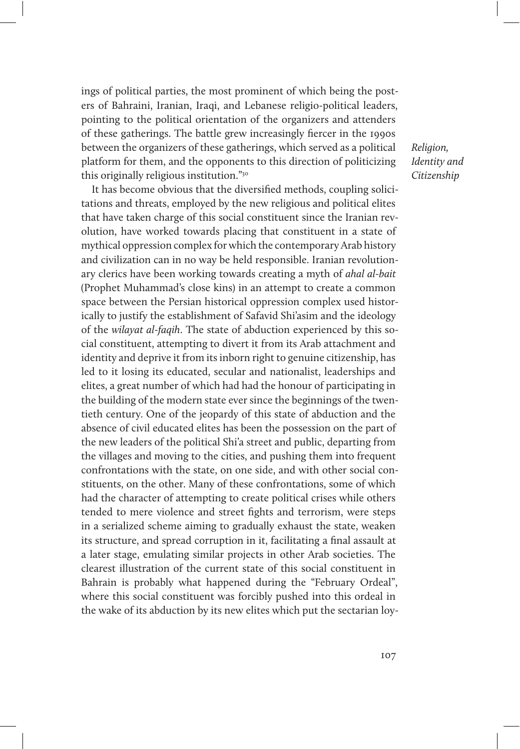ings of political parties, the most prominent of which being the posters of Bahraini, Iranian, Iraqi, and Lebanese religio-political leaders, pointing to the political orientation of the organizers and attenders of these gatherings. The battle grew increasingly fiercer in the 1990s between the organizers of these gatherings, which served as a political platform for them, and the opponents to this direction of politicizing this originally religious institution."[30]

It has become obvious that the diversified methods, coupling solicitations and threats, employed by the new religious and political elites that have taken charge of this social constituent since the Iranian revolution, have worked towards placing that constituent in a state of mythical oppression complex for which the contemporary Arab history and civilization can in no way be held responsible. Iranian revolutionary clerics have been working towards creating a myth of *ahal al-bait* (Prophet Muhammad's close kins) in an attempt to create a common space between the Persian historical oppression complex used historically to justify the establishment of Safavid Shi'asim and the ideology of the *wilayat al-faqih*. The state of abduction experienced by this social constituent, attempting to divert it from its Arab attachment and identity and deprive it from its inborn right to genuine citizenship, has led to it losing its educated, secular and nationalist, leaderships and elites, a great number of which had had the honour of participating in the building of the modern state ever since the beginnings of the twentieth century. One of the jeopardy of this state of abduction and the absence of civil educated elites has been the possession on the part of the new leaders of the political Shi'a street and public, departing from the villages and moving to the cities, and pushing them into frequent confrontations with the state, on one side, and with other social constituents, on the other. Many of these confrontations, some of which had the character of attempting to create political crises while others tended to mere violence and street fights and terrorism, were steps in a serialized scheme aiming to gradually exhaust the state, weaken its structure, and spread corruption in it, facilitating a final assault at a later stage, emulating similar projects in other Arab societies. The clearest illustration of the current state of this social constituent in Bahrain is probably what happened during the "February Ordeal", where this social constituent was forcibly pushed into this ordeal in the wake of its abduction by its new elites which put the sectarian loy-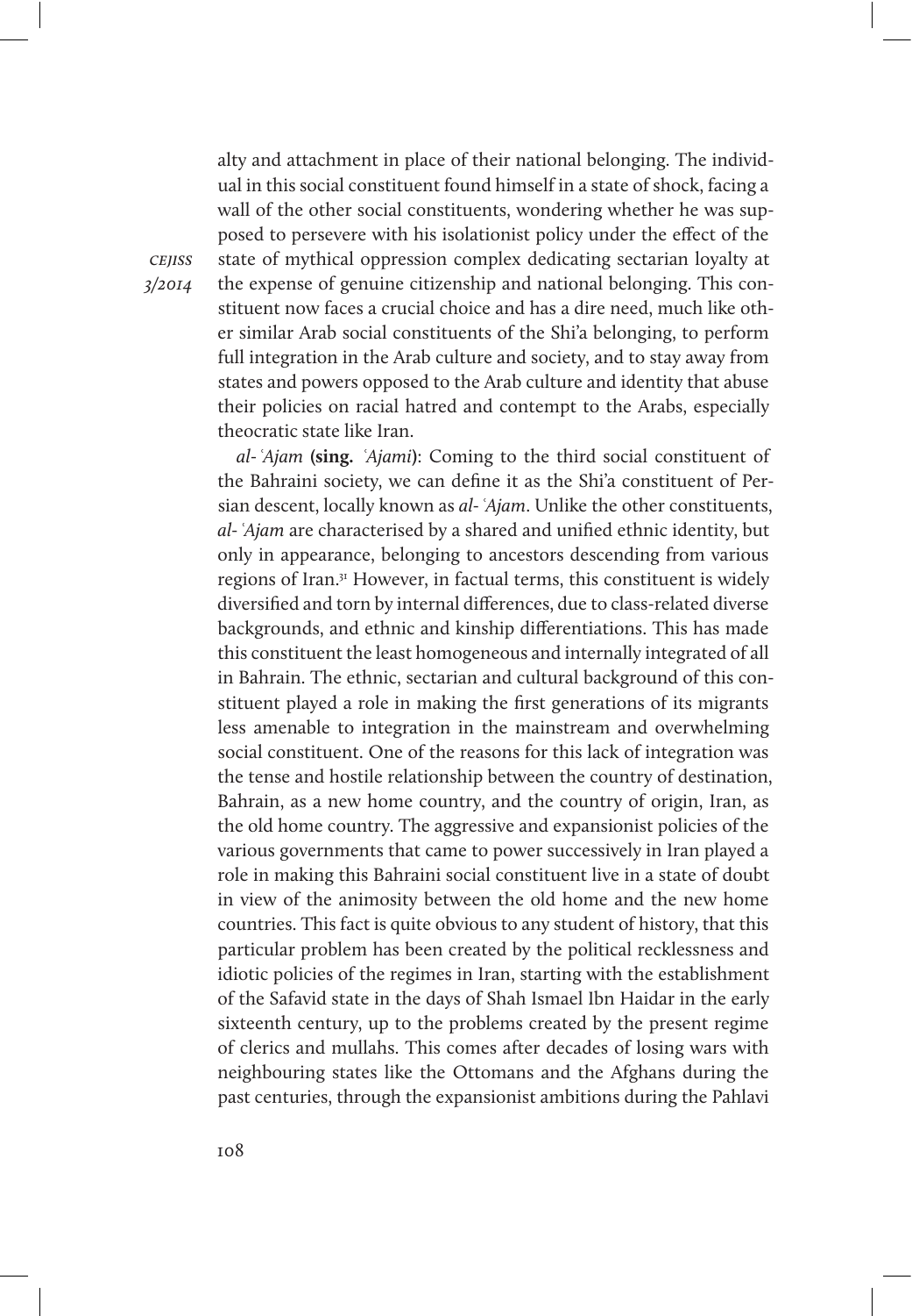alty and attachment in place of their national belonging. The individual in this social constituent found himself in a state of shock, facing a wall of the other social constituents, wondering whether he was supposed to persevere with his isolationist policy under the effect of the state of mythical oppression complex dedicating sectarian loyalty at the expense of genuine citizenship and national belonging. This constituent now faces a crucial choice and has a dire need, much like other similar Arab social constituents of the Shi'a belonging, to perform full integration in the Arab culture and society, and to stay away from states and powers opposed to the Arab culture and identity that abuse their policies on racial hatred and contempt to the Arabs, especially theocratic state like Iran.

*al-ʿAjam* **(sing.** *ʿAjami***)**: Coming to the third social constituent of the Bahraini society, we can define it as the Shi'a constituent of Persian descent, locally known as *al-ʿAjam*. Unlike the other constituents, *al-ʿAjam* are characterised by a shared and unified ethnic identity, but only in appearance, belonging to ancestors descending from various regions of Iran.[31] However, in factual terms, this constituent is widely diversified and torn by internal differences, due to class-related diverse backgrounds, and ethnic and kinship differentiations. This has made this constituent the least homogeneous and internally integrated of all in Bahrain. The ethnic, sectarian and cultural background of this constituent played a role in making the first generations of its migrants less amenable to integration in the mainstream and overwhelming social constituent. One of the reasons for this lack of integration was the tense and hostile relationship between the country of destination, Bahrain, as a new home country, and the country of origin, Iran, as the old home country. The aggressive and expansionist policies of the various governments that came to power successively in Iran played a role in making this Bahraini social constituent live in a state of doubt in view of the animosity between the old home and the new home countries. This fact is quite obvious to any student of history, that this particular problem has been created by the political recklessness and idiotic policies of the regimes in Iran, starting with the establishment of the Safavid state in the days of Shah Ismael Ibn Haidar in the early sixteenth century, up to the problems created by the present regime of clerics and mullahs. This comes after decades of losing wars with neighbouring states like the Ottomans and the Afghans during the past centuries, through the expansionist ambitions during the Pahlavi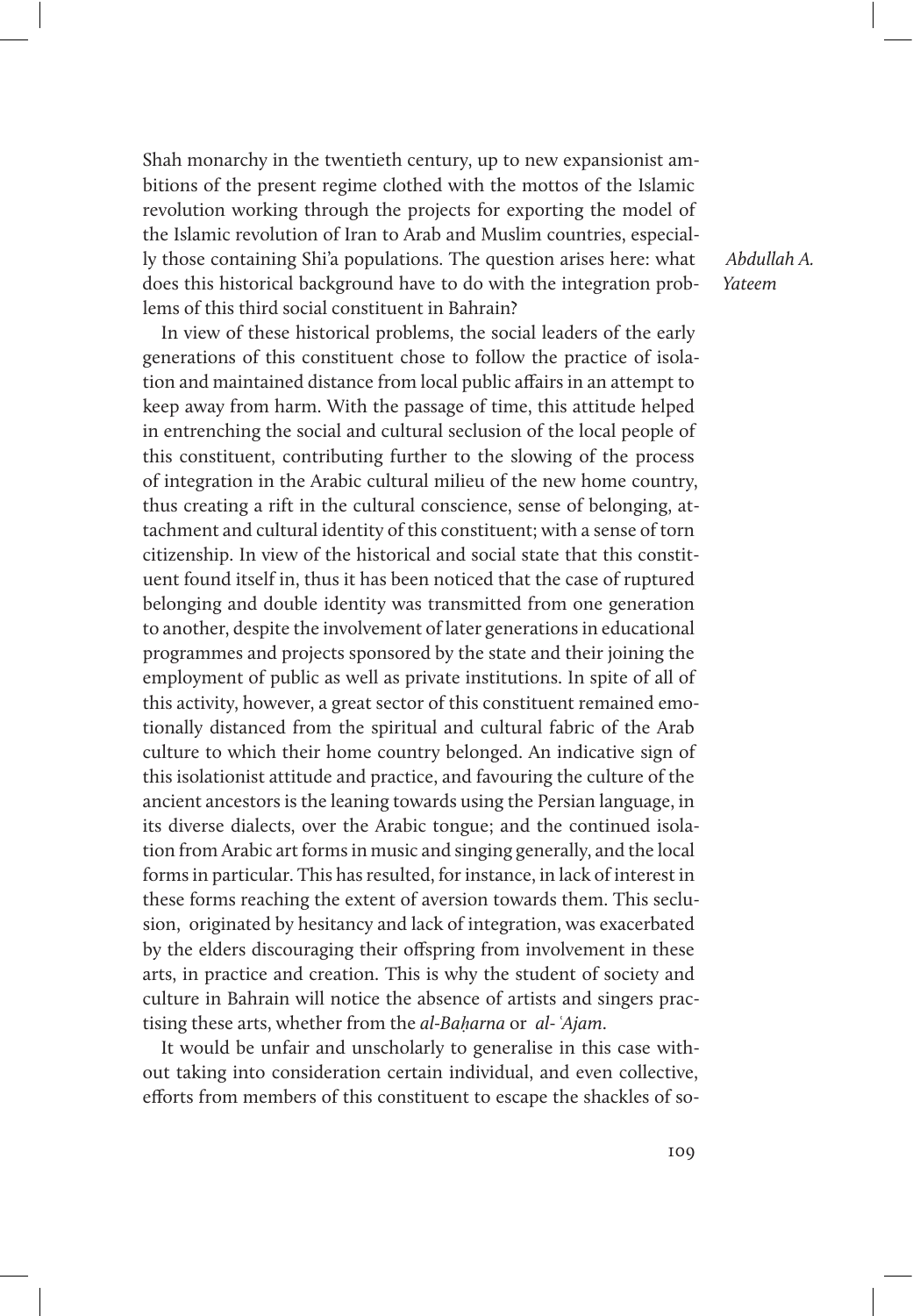Shah monarchy in the twentieth century, up to new expansionist ambitions of the present regime clothed with the mottos of the Islamic revolution working through the projects for exporting the model of the Islamic revolution of Iran to Arab and Muslim countries, especially those containing Shi'a populations. The question arises here: what does this historical background have to do with the integration problems of this third social constituent in Bahrain?

In view of these historical problems, the social leaders of the early generations of this constituent chose to follow the practice of isolation and maintained distance from local public affairs in an attempt to keep away from harm. With the passage of time, this attitude helped in entrenching the social and cultural seclusion of the local people of this constituent, contributing further to the slowing of the process of integration in the Arabic cultural milieu of the new home country, thus creating a rift in the cultural conscience, sense of belonging, attachment and cultural identity of this constituent; with a sense of torn citizenship. In view of the historical and social state that this constituent found itself in, thus it has been noticed that the case of ruptured belonging and double identity was transmitted from one generation to another, despite the involvement of later generations in educational programmes and projects sponsored by the state and their joining the employment of public as well as private institutions. In spite of all of this activity, however, a great sector of this constituent remained emotionally distanced from the spiritual and cultural fabric of the Arab culture to which their home country belonged. An indicative sign of this isolationist attitude and practice, and favouring the culture of the ancient ancestors is the leaning towards using the Persian language, in its diverse dialects, over the Arabic tongue; and the continued isolation from Arabic art forms in music and singing generally, and the local forms in particular. This has resulted, for instance, in lack of interest in these forms reaching the extent of aversion towards them. This seclusion, originated by hesitancy and lack of integration, was exacerbated by the elders discouraging their offspring from involvement in these arts, in practice and creation. This is why the student of society and culture in Bahrain will notice the absence of artists and singers practising these arts, whether from the *al-Baḥarna* or *al-ʿAjam*.

It would be unfair and unscholarly to generalise in this case without taking into consideration certain individual, and even collective, efforts from members of this constituent to escape the shackles of so-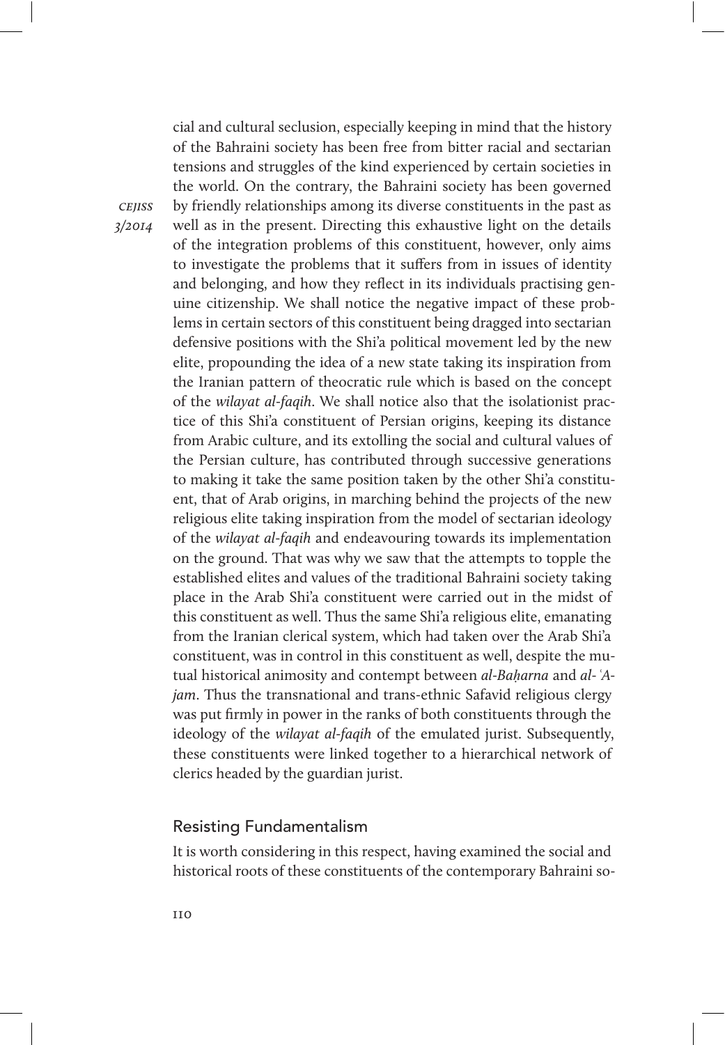cial and cultural seclusion, especially keeping in mind that the history of the Bahraini society has been free from bitter racial and sectarian tensions and struggles of the kind experienced by certain societies in the world. On the contrary, the Bahraini society has been governed by friendly relationships among its diverse constituents in the past as well as in the present. Directing this exhaustive light on the details of the integration problems of this constituent, however, only aims to investigate the problems that it suffers from in issues of identity and belonging, and how they reflect in its individuals practising genuine citizenship. We shall notice the negative impact of these problems in certain sectors of this constituent being dragged into sectarian defensive positions with the Shi'a political movement led by the new elite, propounding the idea of a new state taking its inspiration from the Iranian pattern of theocratic rule which is based on the concept of the *wilayat al-faqih*. We shall notice also that the isolationist practice of this Shi'a constituent of Persian origins, keeping its distance from Arabic culture, and its extolling the social and cultural values of the Persian culture, has contributed through successive generations to making it take the same position taken by the other Shi'a constituent, that of Arab origins, in marching behind the projects of the new religious elite taking inspiration from the model of sectarian ideology of the *wilayat al-faqih* and endeavouring towards its implementation on the ground. That was why we saw that the attempts to topple the established elites and values of the traditional Bahraini society taking place in the Arab Shi'a constituent were carried out in the midst of this constituent as well. Thus the same Shi'a religious elite, emanating from the Iranian clerical system, which had taken over the Arab Shi'a constituent, was in control in this constituent as well, despite the mutual historical animosity and contempt between *al-Baḥarna* and *al-ʿAjam*. Thus the transnational and trans-ethnic Safavid religious clergy was put firmly in power in the ranks of both constituents through the ideology of the *wilayat al-faqih* of the emulated jurist. Subsequently, these constituents were linked together to a hierarchical network of clerics headed by the guardian jurist.

## Resisting Fundamentalism

It is worth considering in this respect, having examined the social and historical roots of these constituents of the contemporary Bahraini so-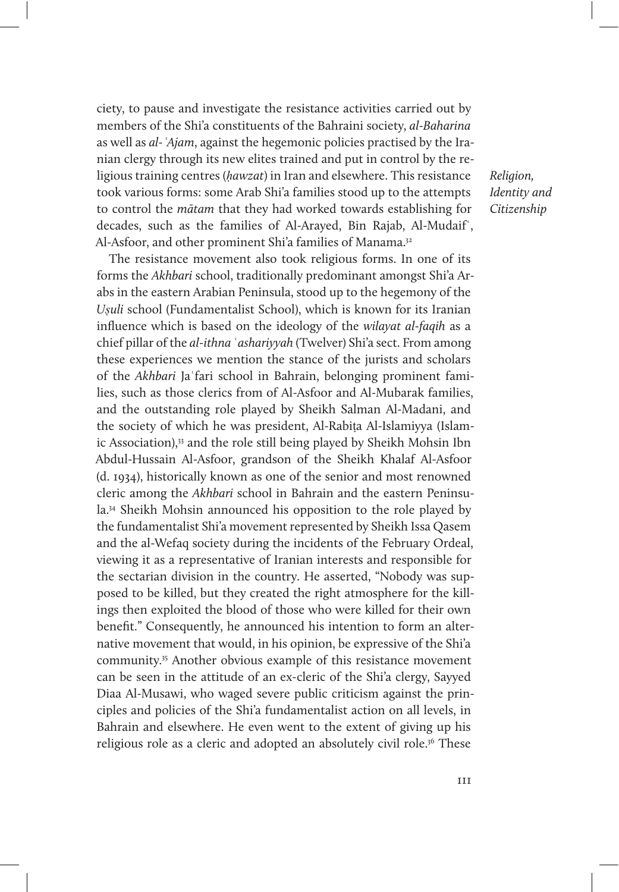ciety, to pause and investigate the resistance activities carried out by members of the Shi'a constituents of the Bahraini society, *al-Baharina* as well as *al-ʿAjam*, against the hegemonic policies practised by the Iranian clergy through its new elites trained and put in control by the religious training centres (*ḥawzat*) in Iran and elsewhere. This resistance took various forms: some Arab Shi'a families stood up to the attempts to control the *mātam* that they had worked towards establishing for decades, such as the families of Al-Arayed, Bin Rajab, Al-Mudaifʿ, Al-Asfoor, and other prominent Shi'a families of Manama.[32]

The resistance movement also took religious forms. In one of its forms the *Akhbari* school, traditionally predominant amongst Shi'a Arabs in the eastern Arabian Peninsula, stood up to the hegemony of the *Uṣuli* school (Fundamentalist School), which is known for its Iranian influence which is based on the ideology of the *wilayat al-faqih* as a chief pillar of the *al-ithna ʿashariyyah* (Twelver) Shi'a sect. From among these experiences we mention the stance of the jurists and scholars of the *Akhbari* Jaʿfari school in Bahrain, belonging prominent families, such as those clerics from of Al-Asfoor and Al-Mubarak families, and the outstanding role played by Sheikh Salman Al-Madani, and the society of which he was president, Al-Rabiṭa Al-Islamiyya (Islamic Association),[33] and the role still being played by Sheikh Mohsin Ibn Abdul-Hussain Al-Asfoor, grandson of the Sheikh Khalaf Al-Asfoor (d. 1934), historically known as one of the senior and most renowned cleric among the *Akhbari* school in Bahrain and the eastern Peninsula.[34] Sheikh Mohsin announced his opposition to the role played by the fundamentalist Shi'a movement represented by Sheikh Issa Qasem and the al-Wefaq society during the incidents of the February Ordeal, viewing it as a representative of Iranian interests and responsible for the sectarian division in the country. He asserted, "Nobody was supposed to be killed, but they created the right atmosphere for the killings then exploited the blood of those who were killed for their own benefit." Consequently, he announced his intention to form an alternative movement that would, in his opinion, be expressive of the Shi'a community.[35] Another obvious example of this resistance movement can be seen in the attitude of an ex-cleric of the Shi'a clergy, Sayyed Diaa Al-Musawi, who waged severe public criticism against the principles and policies of the Shi'a fundamentalist action on all levels, in Bahrain and elsewhere. He even went to the extent of giving up his religious role as a cleric and adopted an absolutely civil role.[36] These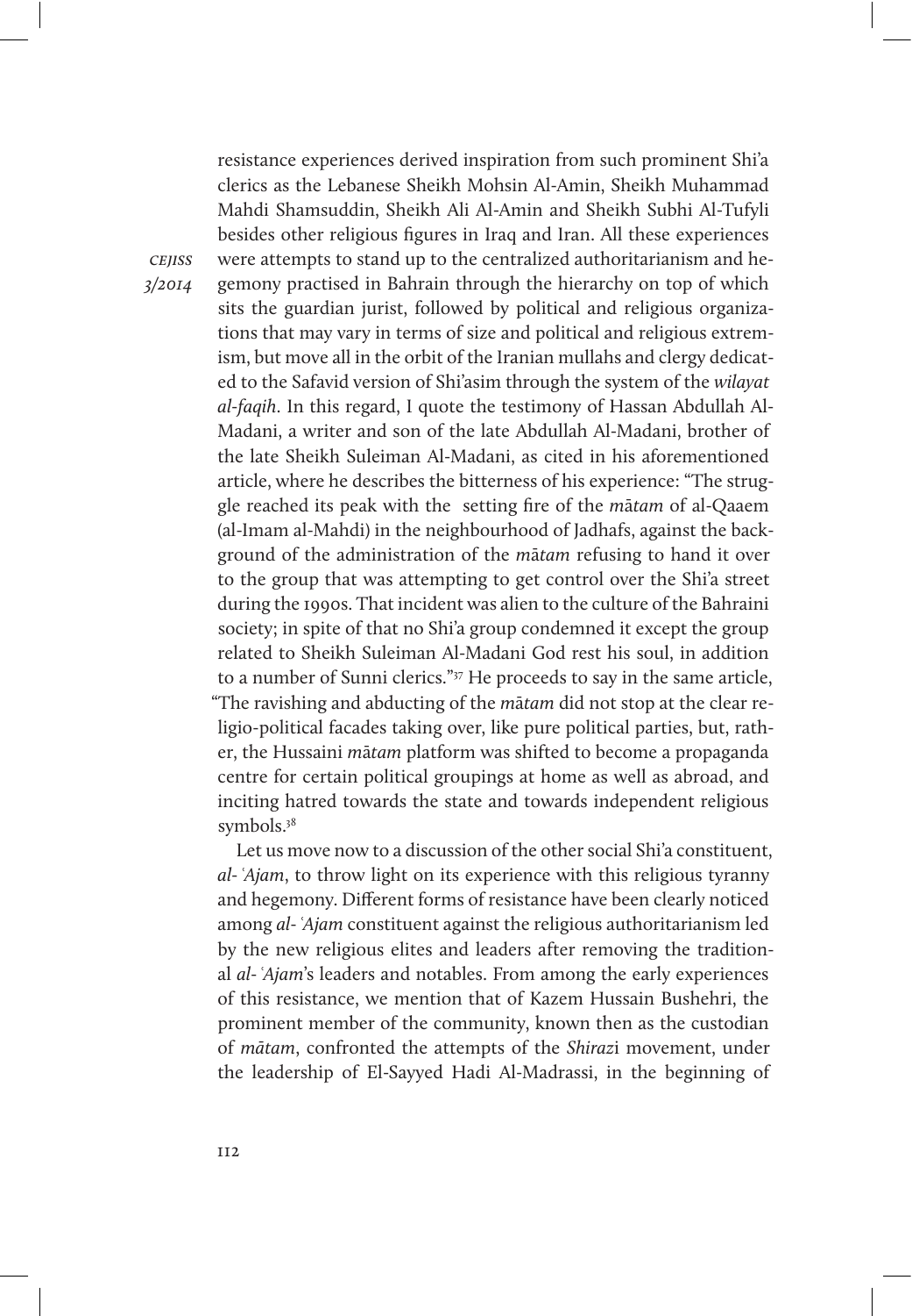resistance experiences derived inspiration from such prominent Shi'a clerics as the Lebanese Sheikh Mohsin Al-Amin, Sheikh Muhammad Mahdi Shamsuddin, Sheikh Ali Al-Amin and Sheikh Subhi Al-Tufyli besides other religious figures in Iraq and Iran. All these experiences were attempts to stand up to the centralized authoritarianism and hegemony practised in Bahrain through the hierarchy on top of which sits the guardian jurist, followed by political and religious organizations that may vary in terms of size and political and religious extremism, but move all in the orbit of the Iranian mullahs and clergy dedicated to the Safavid version of Shi'asim through the system of the *wilayat al-faqih*. In this regard, I quote the testimony of Hassan Abdullah Al-Madani, a writer and son of the late Abdullah Al-Madani, brother of the late Sheikh Suleiman Al-Madani, as cited in his aforementioned article, where he describes the bitterness of his experience: "The struggle reached its peak with the setting fire of the *mātam* of al-Qaaem (al-Imam al-Mahdi) in the neighbourhood of Jadhafs, against the background of the administration of the *mātam* refusing to hand it over to the group that was attempting to get control over the Shi'a street during the 1990s. That incident was alien to the culture of the Bahraini society; in spite of that no Shi'a group condemned it except the group related to Sheikh Suleiman Al-Madani God rest his soul, in addition to a number of Sunni clerics."[37] He proceeds to say in the same article, "The ravishing and abducting of the *mātam* did not stop at the clear religio-political facades taking over, like pure political parties, but, rather, the Hussaini *mātam* platform was shifted to become a propaganda centre for certain political groupings at home as well as abroad, and inciting hatred towards the state and towards independent religious symbols.[38]

Let us move now to a discussion of the other social Shi'a constituent, *al-ʿAjam*, to throw light on its experience with this religious tyranny and hegemony. Different forms of resistance have been clearly noticed among *al-ʿAjam* constituent against the religious authoritarianism led by the new religious elites and leaders after removing the traditional *al-ʿAjam*'s leaders and notables. From among the early experiences of this resistance, we mention that of Kazem Hussain Bushehri, the prominent member of the community, known then as the custodian of *mātam*, confronted the attempts of the *Shirazi* movement, under the leadership of El-Sayyed Hadi Al-Madrassi, in the beginning of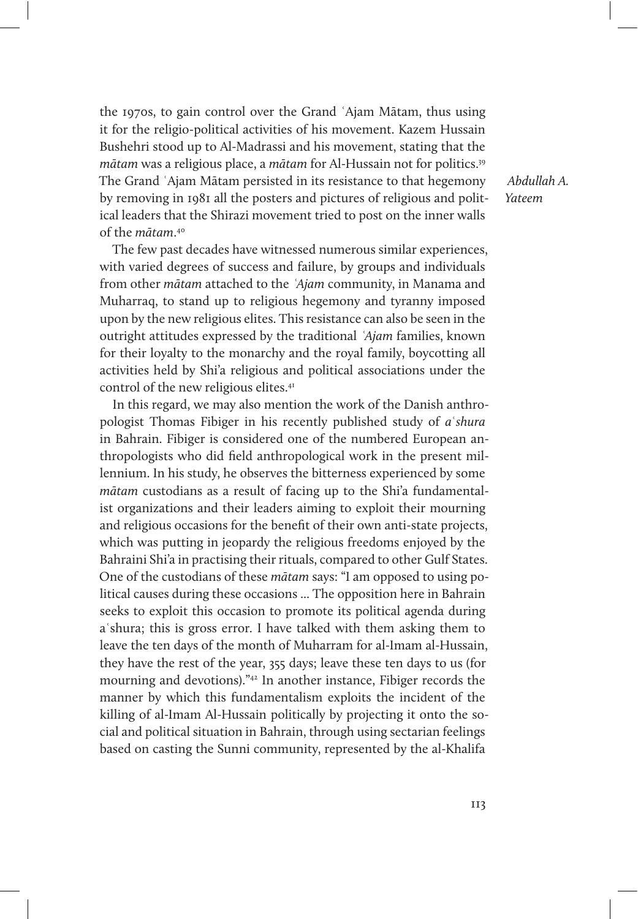the 1970s, to gain control over the Grand ʿAjam Mātam, thus using it for the religio-political activities of his movement. Kazem Hussain Bushehri stood up to Al-Madrassi and his movement, stating that the *mātam* was a religious place, a *mātam* for Al-Hussain not for politics.[39] The Grand ʿAjam Mātam persisted in its resistance to that hegemony by removing in 1981 all the posters and pictures of religious and political leaders that the Shirazi movement tried to post on the inner walls of the *mātam*.[40]

The few past decades have witnessed numerous similar experiences, with varied degrees of success and failure, by groups and individuals from other *mātam* attached to the *ʿAjam* community, in Manama and Muharraq, to stand up to religious hegemony and tyranny imposed upon by the new religious elites. This resistance can also be seen in the outright attitudes expressed by the traditional *ʿAjam* families, known for their loyalty to the monarchy and the royal family, boycotting all activities held by Shi'a religious and political associations under the control of the new religious elites.[41]

In this regard, we may also mention the work of the Danish anthropologist Thomas Fibiger in his recently published study of *aʿshura* in Bahrain. Fibiger is considered one of the numbered European anthropologists who did field anthropological work in the present millennium. In his study, he observes the bitterness experienced by some *mātam* custodians as a result of facing up to the Shi'a fundamentalist organizations and their leaders aiming to exploit their mourning and religious occasions for the benefit of their own anti-state projects, which was putting in jeopardy the religious freedoms enjoyed by the Bahraini Shi'a in practising their rituals, compared to other Gulf States. One of the custodians of these *mātam* says: "I am opposed to using political causes during these occasions ... The opposition here in Bahrain seeks to exploit this occasion to promote its political agenda during aʿshura; this is gross error. I have talked with them asking them to leave the ten days of the month of Muharram for al-Imam al-Hussain, they have the rest of the year, 355 days; leave these ten days to us (for mourning and devotions)."[42] In another instance, Fibiger records the manner by which this fundamentalism exploits the incident of the killing of al-Imam Al-Hussain politically by projecting it onto the social and political situation in Bahrain, through using sectarian feelings based on casting the Sunni community, represented by the al-Khalifa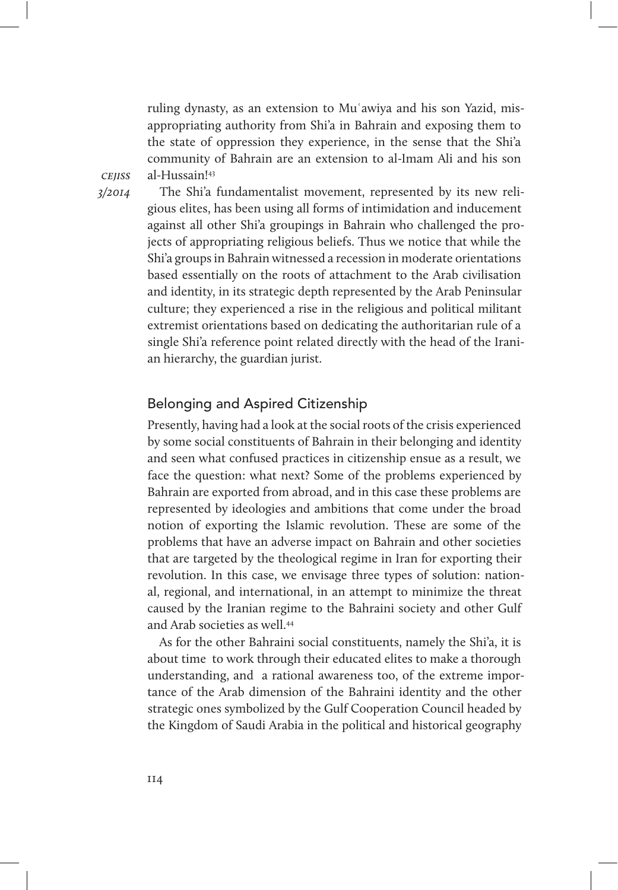ruling dynasty, as an extension to Muʿawiya and his son Yazid, misappropriating authority from Shi'a in Bahrain and exposing them to the state of oppression they experience, in the sense that the Shi'a community of Bahrain are an extension to al-Imam Ali and his son al-Hussain![43]

The Shi'a fundamentalist movement, represented by its new religious elites, has been using all forms of intimidation and inducement against all other Shi'a groupings in Bahrain who challenged the projects of appropriating religious beliefs. Thus we notice that while the Shi'a groups in Bahrain witnessed a recession in moderate orientations based essentially on the roots of attachment to the Arab civilisation and identity, in its strategic depth represented by the Arab Peninsular culture; they experienced a rise in the religious and political militant extremist orientations based on dedicating the authoritarian rule of a single Shi'a reference point related directly with the head of the Iranian hierarchy, the guardian jurist.

## Belonging and Aspired Citizenship

Presently, having had a look at the social roots of the crisis experienced by some social constituents of Bahrain in their belonging and identity and seen what confused practices in citizenship ensue as a result, we face the question: what next? Some of the problems experienced by Bahrain are exported from abroad, and in this case these problems are represented by ideologies and ambitions that come under the broad notion of exporting the Islamic revolution. These are some of the problems that have an adverse impact on Bahrain and other societies that are targeted by the theological regime in Iran for exporting their revolution. In this case, we envisage three types of solution: national, regional, and international, in an attempt to minimize the threat caused by the Iranian regime to the Bahraini society and other Gulf and Arab societies as well.[44]

As for the other Bahraini social constituents, namely the Shi'a, it is about time to work through their educated elites to make a thorough understanding, and a rational awareness too, of the extreme importance of the Arab dimension of the Bahraini identity and the other strategic ones symbolized by the Gulf Cooperation Council headed by the Kingdom of Saudi Arabia in the political and historical geography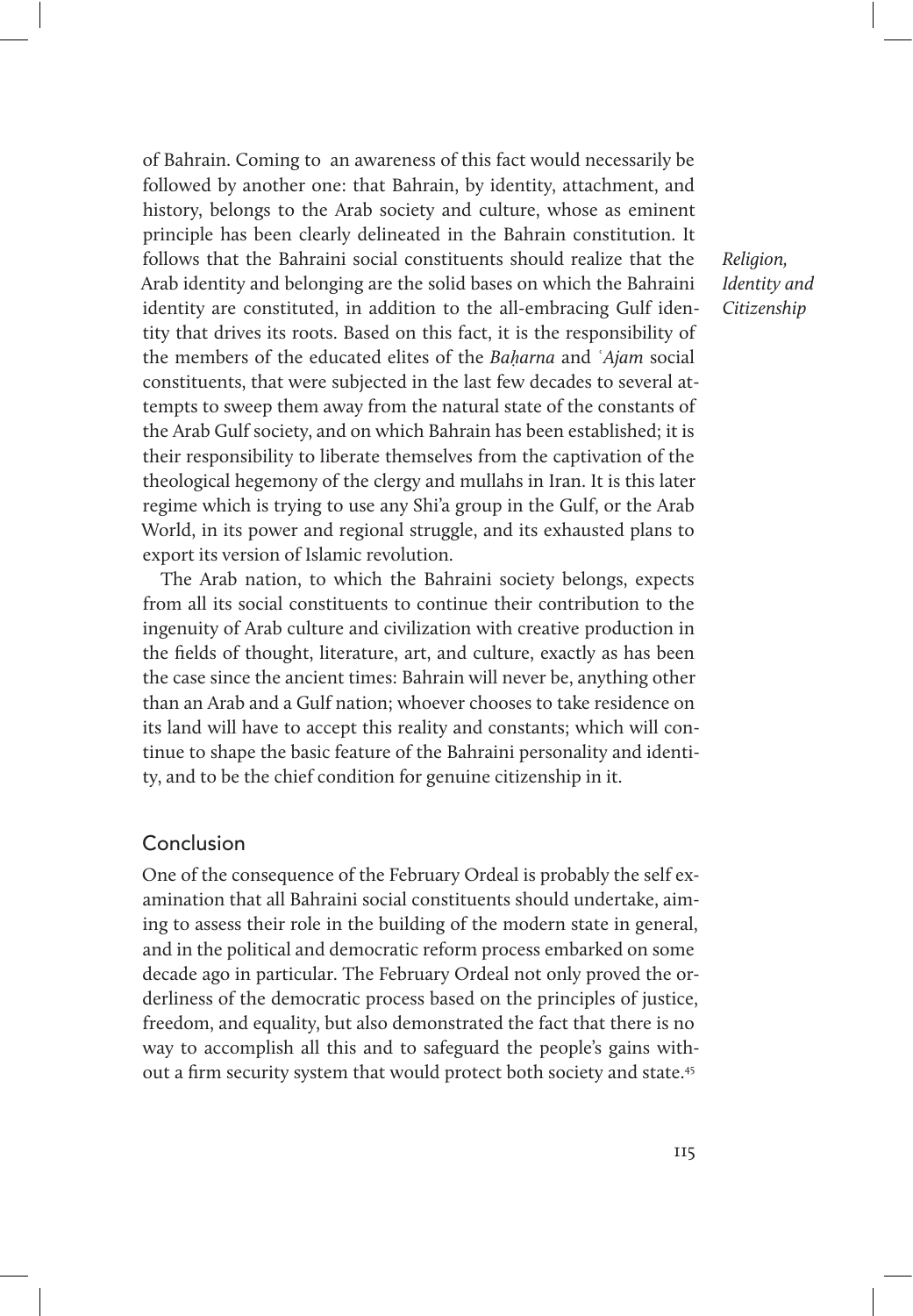of Bahrain. Coming to an awareness of this fact would necessarily be followed by another one: that Bahrain, by identity, attachment, and history, belongs to the Arab society and culture, whose as eminent principle has been clearly delineated in the Bahrain constitution. It follows that the Bahraini social constituents should realize that the Arab identity and belonging are the solid bases on which the Bahraini identity are constituted, in addition to the all-embracing Gulf identity that drives its roots. Based on this fact, it is the responsibility of the members of the educated elites of the *Baḥarna* and *ʿAjam* social constituents, that were subjected in the last few decades to several attempts to sweep them away from the natural state of the constants of the Arab Gulf society, and on which Bahrain has been established; it is their responsibility to liberate themselves from the captivation of the theological hegemony of the clergy and mullahs in Iran. It is this later regime which is trying to use any Shi'a group in the Gulf, or the Arab World, in its power and regional struggle, and its exhausted plans to export its version of Islamic revolution.

The Arab nation, to which the Bahraini society belongs, expects from all its social constituents to continue their contribution to the ingenuity of Arab culture and civilization with creative production in the fields of thought, literature, art, and culture, exactly as has been the case since the ancient times: Bahrain will never be, anything other than an Arab and a Gulf nation; whoever chooses to take residence on its land will have to accept this reality and constants; which will continue to shape the basic feature of the Bahraini personality and identity, and to be the chief condition for genuine citizenship in it.

## Conclusion

One of the consequence of the February Ordeal is probably the self examination that all Bahraini social constituents should undertake, aiming to assess their role in the building of the modern state in general, and in the political and democratic reform process embarked on some decade ago in particular. The February Ordeal not only proved the orderliness of the democratic process based on the principles of justice, freedom, and equality, but also demonstrated the fact that there is no way to accomplish all this and to safeguard the people's gains without a firm security system that would protect both society and state.[45]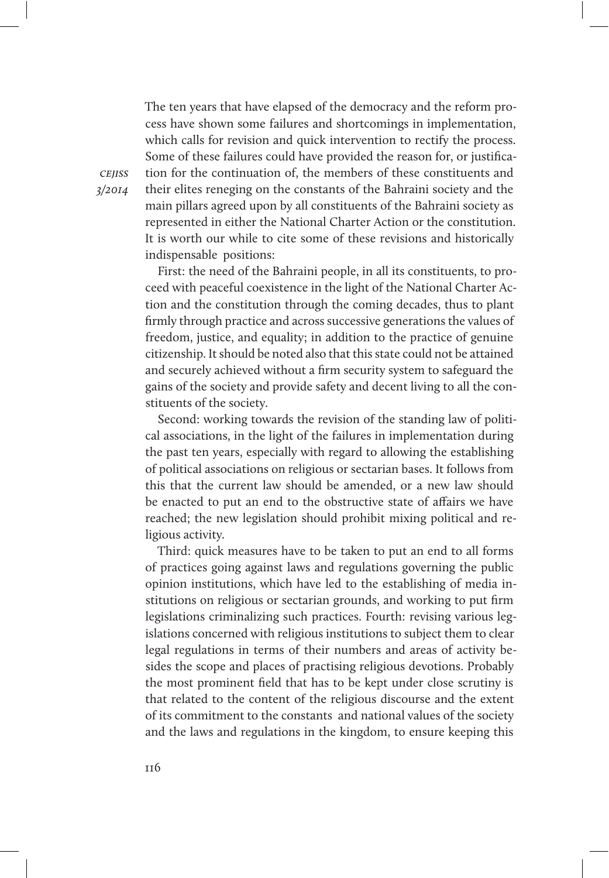The ten years that have elapsed of the democracy and the reform process have shown some failures and shortcomings in implementation, which calls for revision and quick intervention to rectify the process. Some of these failures could have provided the reason for, or justification for the continuation of, the members of these constituents and their elites reneging on the constants of the Bahraini society and the main pillars agreed upon by all constituents of the Bahraini society as represented in either the National Charter Action or the constitution. It is worth our while to cite some of these revisions and historically indispensable positions:

First: the need of the Bahraini people, in all its constituents, to proceed with peaceful coexistence in the light of the National Charter Action and the constitution through the coming decades, thus to plant firmly through practice and across successive generations the values of freedom, justice, and equality; in addition to the practice of genuine citizenship. It should be noted also that this state could not be attained and securely achieved without a firm security system to safeguard the gains of the society and provide safety and decent living to all the constituents of the society.

Second: working towards the revision of the standing law of political associations, in the light of the failures in implementation during the past ten years, especially with regard to allowing the establishing of political associations on religious or sectarian bases. It follows from this that the current law should be amended, or a new law should be enacted to put an end to the obstructive state of affairs we have reached; the new legislation should prohibit mixing political and religious activity.

Third: quick measures have to be taken to put an end to all forms of practices going against laws and regulations governing the public opinion institutions, which have led to the establishing of media institutions on religious or sectarian grounds, and working to put firm legislations criminalizing such practices. Fourth: revising various legislations concerned with religious institutions to subject them to clear legal regulations in terms of their numbers and areas of activity besides the scope and places of practising religious devotions. Probably the most prominent field that has to be kept under close scrutiny is that related to the content of the religious discourse and the extent of its commitment to the constants and national values of the society and the laws and regulations in the kingdom, to ensure keeping this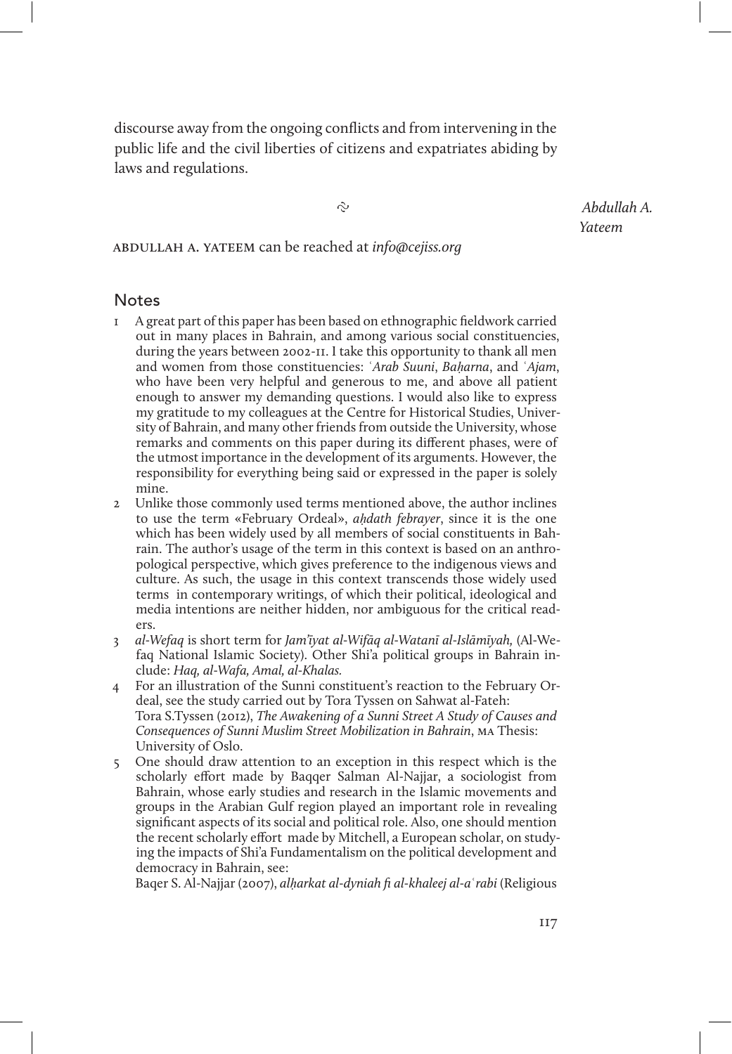discourse away from the ongoing conflicts and from intervening in the public life and the civil liberties of citizens and expatriates abiding by laws and regulations.

ABDULLAH A. YATEEM can be reached at *info@cejiss.org*

## Notes

1 A great part of this paper has been based on ethnographic fieldwork carried out in many places in Bahrain, and among various social constituencies, during the years between 2002-11. I take this opportunity to thank all men and women from those constituencies: *ʿArab Suuni*, *Baḥarna*, and *ʿAjam*, who have been very helpful and generous to me, and above all patient enough to answer my demanding questions. I would also like to express my gratitude to my colleagues at the Centre for Historical Studies, University of Bahrain, and many other friends from outside the University, whose remarks and comments on this paper during its different phases, were of the utmost importance in the development of its arguments. However, the responsibility for everything being said or expressed in the paper is solely mine.

2 Unlike those commonly used terms mentioned above, the author inclines to use the term «February Ordeal», *aḥdath febrayer*, since it is the one which has been widely used by all members of social constituents in Bahrain. The author's usage of the term in this context is based on an anthropological perspective, which gives preference to the indigenous views and culture. As such, the usage in this context transcends those widely used terms in contemporary writings, of which their political, ideological and media intentions are neither hidden, nor ambiguous for the critical readers.

3 *al-Wefaq* is short term for *Jam'īyat al-Wifāq al-Watanī al-Islāmīyah,* (Al-Wefaq National Islamic Society). Other Shi'a political groups in Bahrain include: *Haq, al-Wafa, Amal, al-Khalas.*

4 For an illustration of the Sunni constituent's reaction to the February Ordeal, see the study carried out by Tora Tyssen on Sahwat al-Fateh: Tora S.Tyssen (2012), *The Awakening of a Sunni Street A Study of Causes and Consequences of Sunni Muslim Street Mobilization in Bahrain*, MA Thesis: University of Oslo.

5 One should draw attention to an exception in this respect which is the scholarly effort made by Baqqer Salman Al-Najjar, a sociologist from Bahrain, whose early studies and research in the Islamic movements and groups in the Arabian Gulf region played an important role in revealing significant aspects of its social and political role. Also, one should mention the recent scholarly effort made by Mitchell, a European scholar, on studying the impacts of Shi'a Fundamentalism on the political development and democracy in Bahrain, see:
Baqer S. Al-Najjar (2007), *alḥarkat al-dyniah fi al-khaleej al-aʿrabi* (Religious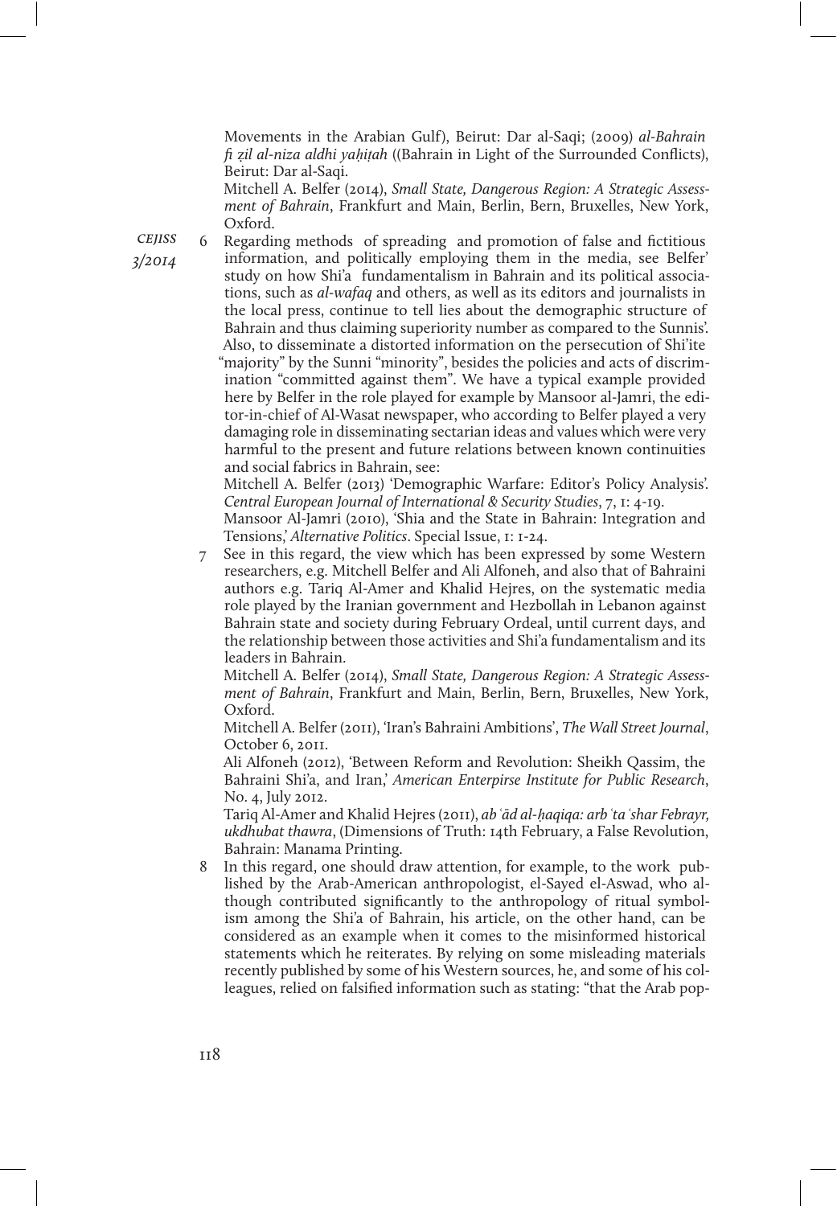Movements in the Arabian Gulf), Beirut: Dar al-Saqi; (2009) *al-Bahrain fi ẓil al-niza aldhi yaḥiṭah* ((Bahrain in Light of the Surrounded Conflicts), Beirut: Dar al-Saqi.

Mitchell A. Belfer (2014), *Small State, Dangerous Region: A Strategic Assessment of Bahrain*, Frankfurt and Main, Berlin, Bern, Bruxelles, New York, Oxford.

6 Regarding methods of spreading and promotion of false and fictitious information, and politically employing them in the media, see Belfer' study on how Shi'a fundamentalism in Bahrain and its political associations, such as *al-wafaq* and others, as well as its editors and journalists in the local press, continue to tell lies about the demographic structure of Bahrain and thus claiming superiority number as compared to the Sunnis'. Also, to disseminate a distorted information on the persecution of Shi'ite "majority" by the Sunni "minority", besides the policies and acts of discrimination "committed against them". We have a typical example provided here by Belfer in the role played for example by Mansoor al-Jamri, the editor-in-chief of Al-Wasat newspaper, who according to Belfer played a very damaging role in disseminating sectarian ideas and values which were very harmful to the present and future relations between known continuities and social fabrics in Bahrain, see:

Mitchell A. Belfer (2013) 'Demographic Warfare: Editor's Policy Analysis'. *Central European Journal of International & Security Studies*, 7, 1: 4-19.

Mansoor Al-Jamri (2010), 'Shia and the State in Bahrain: Integration and Tensions,' *Alternative Politics*. Special Issue, 1: 1-24.

7 See in this regard, the view which has been expressed by some Western researchers, e.g. Mitchell Belfer and Ali Alfoneh, and also that of Bahraini authors e.g. Tariq Al-Amer and Khalid Hejres, on the systematic media role played by the Iranian government and Hezbollah in Lebanon against Bahrain state and society during February Ordeal, until current days, and the relationship between those activities and Shi'a fundamentalism and its leaders in Bahrain.

Mitchell A. Belfer (2014), *Small State, Dangerous Region: A Strategic Assessment of Bahrain*, Frankfurt and Main, Berlin, Bern, Bruxelles, New York, Oxford.

Mitchell A. Belfer (2011), 'Iran's Bahraini Ambitions', *The Wall Street Journal*, October 6, 2011.

Ali Alfoneh (2012), 'Between Reform and Revolution: Sheikh Qassim, the Bahraini Shi'a, and Iran,' *American Enterpirse Institute for Public Research*, No. 4, July 2012.

Tariq Al-Amer and Khalid Hejres (2011), *ab ʿād al-ḥaqiqa: arb ʿta ʿshar Febrayr, ukdhubat thawra*, (Dimensions of Truth: 14th February, a False Revolution, Bahrain: Manama Printing.

8 In this regard, one should draw attention, for example, to the work published by the Arab-American anthropologist, el-Sayed el-Aswad, who although contributed significantly to the anthropology of ritual symbolism among the Shi'a of Bahrain, his article, on the other hand, can be considered as an example when it comes to the misinformed historical statements which he reiterates. By relying on some misleading materials recently published by some of his Western sources, he, and some of his colleagues, relied on falsified information such as stating: "that the Arab pop-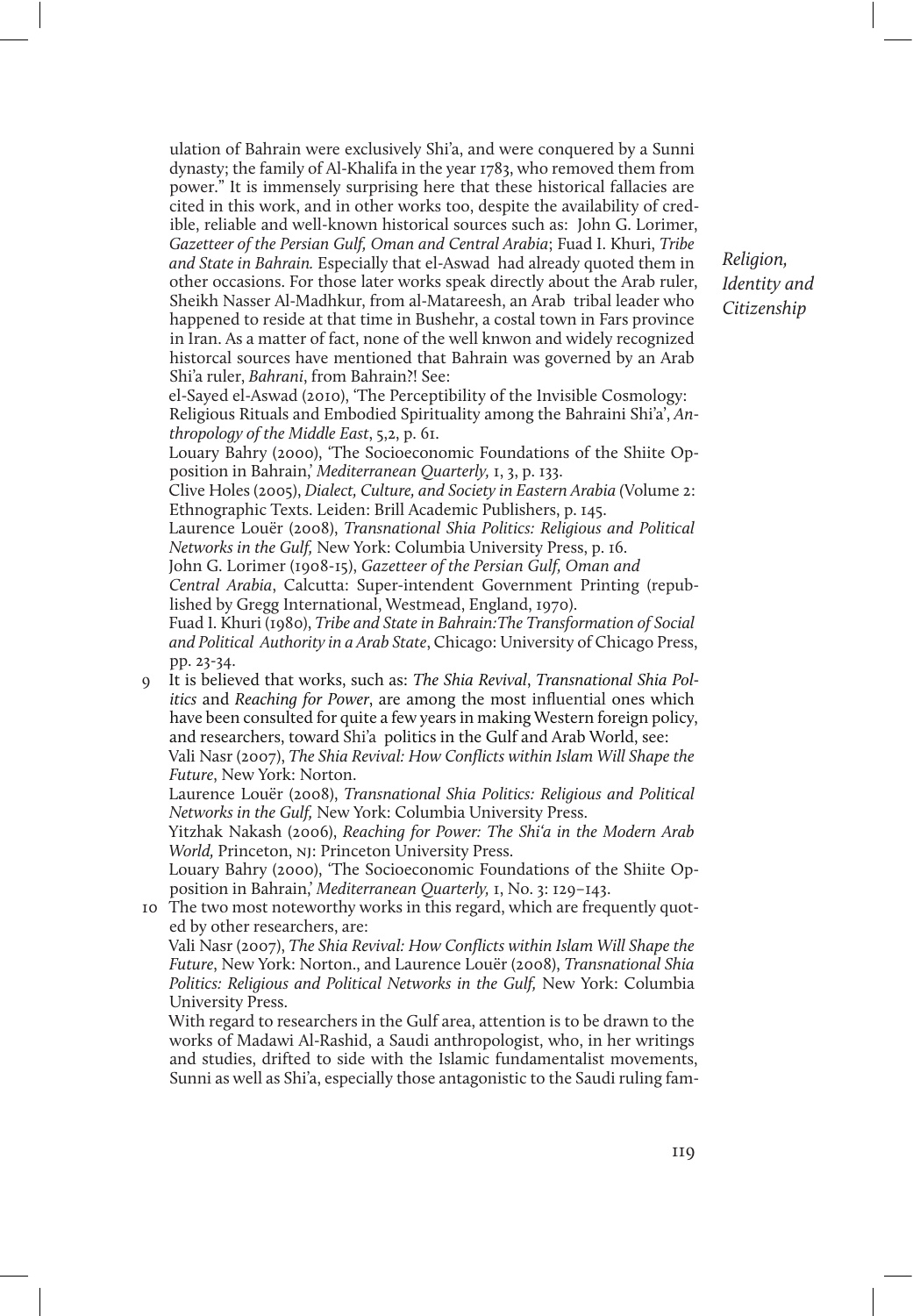ulation of Bahrain were exclusively Shi'a, and were conquered by a Sunni dynasty; the family of Al-Khalifa in the year 1783, who removed them from power." It is immensely surprising here that these historical fallacies are cited in this work, and in other works too, despite the availability of credible, reliable and well-known historical sources such as: John G. Lorimer, *Gazetteer of the Persian Gulf, Oman and Central Arabia*; Fuad I. Khuri, *Tribe and State in Bahrain.* Especially that el-Aswad had already quoted them in other occasions. For those later works speak directly about the Arab ruler, Sheikh Nasser Al-Madhkur, from al-Matareesh, an Arab tribal leader who happened to reside at that time in Bushehr, a costal town in Fars province in Iran. As a matter of fact, none of the well knwon and widely recognized historcal sources have mentioned that Bahrain was governed by an Arab Shi'a ruler, *Bahrani*, from Bahrain?! See:

el-Sayed el-Aswad (2010), 'The Perceptibility of the Invisible Cosmology: Religious Rituals and Embodied Spirituality among the Bahraini Shi'a', *Anthropology of the Middle East*, 5,2, p. 61.

Louary Bahry (2000), 'The Socioeconomic Foundations of the Shiite Opposition in Bahrain,' *Mediterranean Quarterly,* 1, 3, p. 133.

Clive Holes (2005), *Dialect, Culture, and Society in Eastern Arabia* (Volume 2: Ethnographic Texts. Leiden: Brill Academic Publishers, p. 145.

Laurence Louër (2008), *Transnational Shia Politics: Religious and Political Networks in the Gulf,* New York: Columbia University Press, p. 16.

John G. Lorimer (1908-15), *Gazetteer of the Persian Gulf, Oman and Central Arabia*, Calcutta: Super-intendent Government Printing (republished by Gregg International, Westmead, England, 1970).

Fuad I. Khuri (1980), *Tribe and State in Bahrain:The Transformation of Social and Political Authority in a Arab State*, Chicago: University of Chicago Press, pp. 23-34.

9 It is believed that works, such as: *The Shia Revival*, *Transnational Shia Politics* and *Reaching for Power*, are among the most influential ones which have been consulted for quite a few years in making Western foreign policy, and researchers, toward Shi'a politics in the Gulf and Arab World, see:

Vali Nasr (2007), *The Shia Revival: How Conflicts within Islam Will Shape the Future*, New York: Norton.

Laurence Louër (2008), *Transnational Shia Politics: Religious and Political Networks in the Gulf,* New York: Columbia University Press.

Yitzhak Nakash (2006), *Reaching for Power: The Shi'a in the Modern Arab World,* Princeton, NJ: Princeton University Press.

Louary Bahry (2000), 'The Socioeconomic Foundations of the Shiite Opposition in Bahrain,' *Mediterranean Quarterly,* 1, No. 3: 129–143.

10 The two most noteworthy works in this regard, which are frequently quoted by other researchers, are:

Vali Nasr (2007), *The Shia Revival: How Conflicts within Islam Will Shape the Future*, New York: Norton., and Laurence Louër (2008), *Transnational Shia Politics: Religious and Political Networks in the Gulf,* New York: Columbia University Press.

With regard to researchers in the Gulf area, attention is to be drawn to the works of Madawi Al-Rashid, a Saudi anthropologist, who, in her writings and studies, drifted to side with the Islamic fundamentalist movements, Sunni as well as Shi'a, especially those antagonistic to the Saudi ruling fam-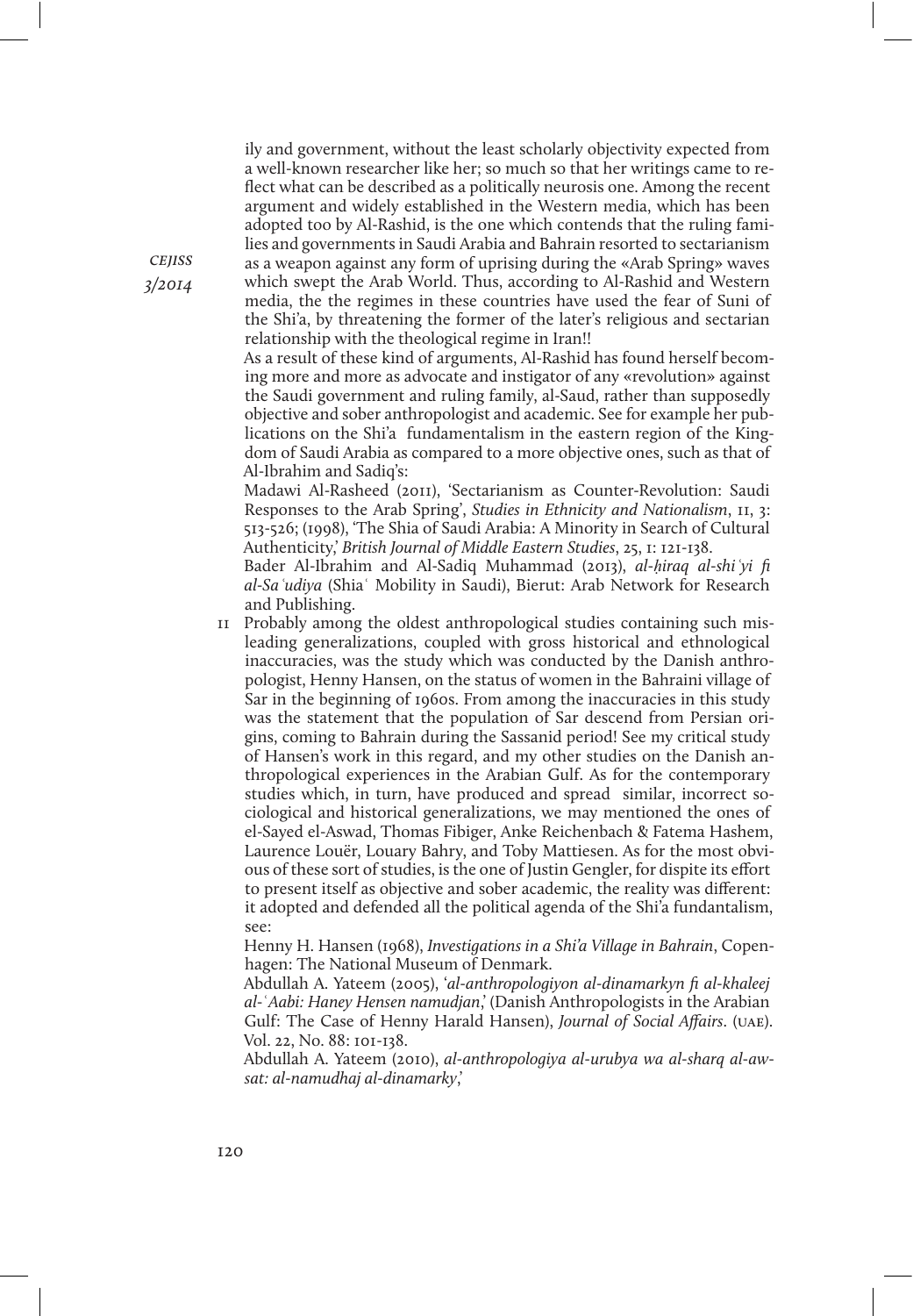ily and government, without the least scholarly objectivity expected from a well-known researcher like her; so much so that her writings came to reflect what can be described as a politically neurosis one. Among the recent argument and widely established in the Western media, which has been adopted too by Al-Rashid, is the one which contends that the ruling families and governments in Saudi Arabia and Bahrain resorted to sectarianism as a weapon against any form of uprising during the «Arab Spring» waves which swept the Arab World. Thus, according to Al-Rashid and Western media, the the regimes in these countries have used the fear of Suni of the Shi'a, by threatening the former of the later's religious and sectarian relationship with the theological regime in Iran!!

As a result of these kind of arguments, Al-Rashid has found herself becoming more and more as advocate and instigator of any «revolution» against the Saudi government and ruling family, al-Saud, rather than supposedly objective and sober anthropologist and academic. See for example her publications on the Shi'a fundamentalism in the eastern region of the Kingdom of Saudi Arabia as compared to a more objective ones, such as that of Al-Ibrahim and Sadiq's:

Madawi Al-Rasheed (2011), 'Sectarianism as Counter-Revolution: Saudi Responses to the Arab Spring', *Studies in Ethnicity and Nationalism*, 11, 3: 513-526; (1998), 'The Shia of Saudi Arabia: A Minority in Search of Cultural Authenticity,' *British Journal of Middle Eastern Studies*, 25, 1: 121-138.

Bader Al-Ibrahim and Al-Sadiq Muhammad (2013), *al-ḥiraq al-shiʿyi fi al-Saʿudiya* (Shiaʿ Mobility in Saudi), Bierut: Arab Network for Research and Publishing.

11 Probably among the oldest anthropological studies containing such misleading generalizations, coupled with gross historical and ethnological inaccuracies, was the study which was conducted by the Danish anthropologist, Henny Hansen, on the status of women in the Bahraini village of Sar in the beginning of 1960s. From among the inaccuracies in this study was the statement that the population of Sar descend from Persian origins, coming to Bahrain during the Sassanid period! See my critical study of Hansen's work in this regard, and my other studies on the Danish anthropological experiences in the Arabian Gulf. As for the contemporary studies which, in turn, have produced and spread similar, incorrect sociological and historical generalizations, we may mentioned the ones of el-Sayed el-Aswad, Thomas Fibiger, Anke Reichenbach & Fatema Hashem, Laurence Louër, Louary Bahry, and Toby Mattiesen. As for the most obvious of these sort of studies, is the one of Justin Gengler, for dispite its effort to present itself as objective and sober academic, the reality was different: it adopted and defended all the political agenda of the Shi'a fundantalism, see:

Henny H. Hansen (1968), *Investigations in a Shi'a Village in Bahrain*, Copenhagen: The National Museum of Denmark.

Abdullah A. Yateem (2005), '*al-anthropologiyon al-dinamarkyn fi al-khaleej al-ʿAabi: Haney Hensen namudjan*,' (Danish Anthropologists in the Arabian Gulf: The Case of Henny Harald Hansen), *Journal of Social Affairs*. (UAE). Vol. 22, No. 88: 101-138.

Abdullah A. Yateem (2010), *al-anthropologiya al-urubya wa al-sharq al-awsat: al-namudhaj al-dinamarky*,'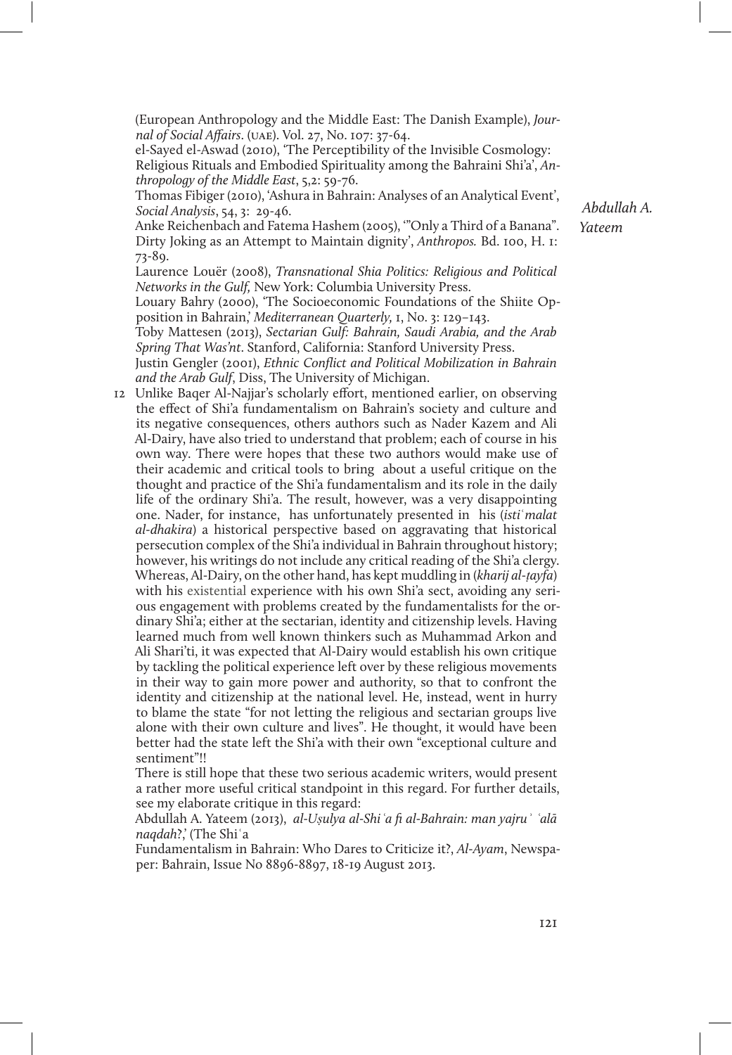(European Anthropology and the Middle East: The Danish Example), *Journal of Social Affairs*. (UAE). Vol. 27, No. 107: 37-64.

el-Sayed el-Aswad (2010), 'The Perceptibility of the Invisible Cosmology: Religious Rituals and Embodied Spirituality among the Bahraini Shi'a', *Anthropology of the Middle East*, 5,2: 59-76.

Thomas Fibiger (2010), 'Ashura in Bahrain: Analyses of an Analytical Event', *Social Analysis*, 54, 3: 29-46.

Anke Reichenbach and Fatema Hashem (2005), '"Only a Third of a Banana". Dirty Joking as an Attempt to Maintain dignity', *Anthropos.* Bd. 100, H. 1: 73-89.

Laurence Louër (2008), *Transnational Shia Politics: Religious and Political Networks in the Gulf,* New York: Columbia University Press.

Louary Bahry (2000), 'The Socioeconomic Foundations of the Shiite Opposition in Bahrain,' *Mediterranean Quarterly,* 1, No. 3: 129–143.

Toby Mattesen (2013), *Sectarian Gulf: Bahrain, Saudi Arabia, and the Arab Spring That Was'nt*. Stanford, California: Stanford University Press.

Justin Gengler (2001), *Ethnic Conflict and Political Mobilization in Bahrain and the Arab Gulf*, Diss, The University of Michigan.

12 Unlike Baqer Al-Najjar's scholarly effort, mentioned earlier, on observing the effect of Shi'a fundamentalism on Bahrain's society and culture and its negative consequences, others authors such as Nader Kazem and Ali Al-Dairy, have also tried to understand that problem; each of course in his own way. There were hopes that these two authors would make use of their academic and critical tools to bring about a useful critique on the thought and practice of the Shi'a fundamentalism and its role in the daily life of the ordinary Shi'a. The result, however, was a very disappointing one. Nader, for instance, has unfortunately presented in his (*istiʿmalat al-dhakira*) a historical perspective based on aggravating that historical persecution complex of the Shi'a individual in Bahrain throughout history; however, his writings do not include any critical reading of the Shi'a clergy. Whereas, Al-Dairy, on the other hand, has kept muddling in (*kharij al-ṭayfa*) with his existential experience with his own Shi'a sect, avoiding any serious engagement with problems created by the fundamentalists for the ordinary Shi'a; either at the sectarian, identity and citizenship levels. Having learned much from well known thinkers such as Muhammad Arkon and Ali Shari'ti, it was expected that Al-Dairy would establish his own critique by tackling the political experience left over by these religious movements in their way to gain more power and authority, so that to confront the identity and citizenship at the national level. He, instead, went in hurry to blame the state "for not letting the religious and sectarian groups live alone with their own culture and lives". He thought, it would have been better had the state left the Shi'a with their own "exceptional culture and sentiment"!!

There is still hope that these two serious academic writers, would present a rather more useful critical standpoint in this regard. For further details, see my elaborate critique in this regard:

Abdullah A. Yateem (2013), *al-Uṣulya al-Shiʿa fi al-Bahrain: man yajruʾ ʿalā naqdah*?,' (The Shiʿa Fundamentalism in Bahrain: Who Dares to Criticize it?, *Al-Ayam*, Newspaper: Bahrain, Issue No 8896-8897, 18-19 August 2013.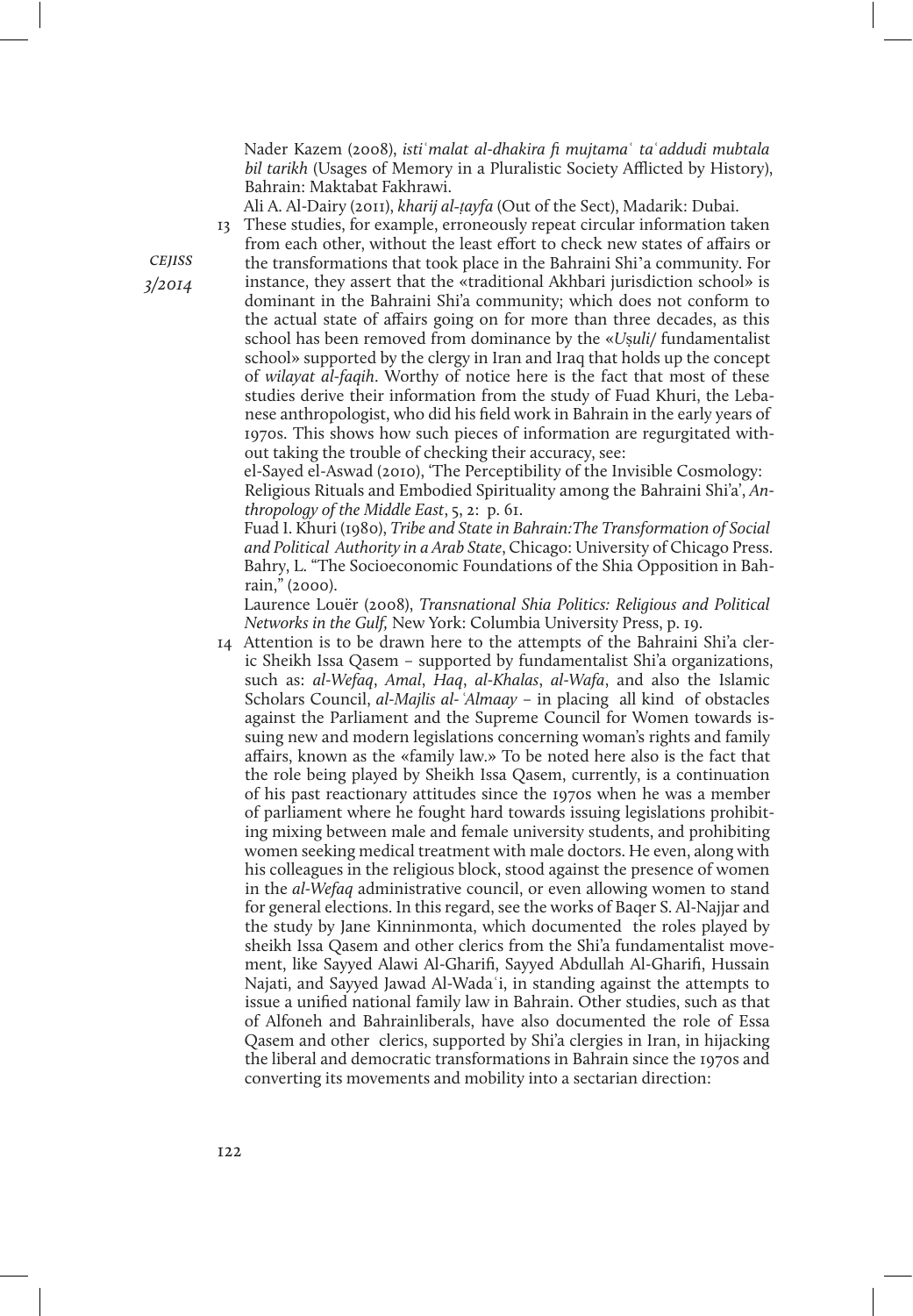Nader Kazem (2008), *istiʿmalat al-dhakira fi mujtamaʿ taʿaddudi mubtala bil tarikh* (Usages of Memory in a Pluralistic Society Afflicted by History), Bahrain: Maktabat Fakhrawi.

Ali A. Al-Dairy (2011), *kharij al-ṭayfa* (Out of the Sect), Madarik: Dubai.

13 These studies, for example, erroneously repeat circular information taken from each other, without the least effort to check new states of affairs or the transformations that took place in the Bahraini Shi'a community. For instance, they assert that the «traditional Akhbari jurisdiction school» is dominant in the Bahraini Shi'a community; which does not conform to the actual state of affairs going on for more than three decades, as this school has been removed from dominance by the «*Uṣuli*/ fundamentalist school» supported by the clergy in Iran and Iraq that holds up the concept of *wilayat al-faqih*. Worthy of notice here is the fact that most of these studies derive their information from the study of Fuad Khuri, the Lebanese anthropologist, who did his field work in Bahrain in the early years of 1970s. This shows how such pieces of information are regurgitated without taking the trouble of checking their accuracy, see:

el-Sayed el-Aswad (2010), 'The Perceptibility of the Invisible Cosmology: Religious Rituals and Embodied Spirituality among the Bahraini Shi'a', *Anthropology of the Middle East*, 5, 2: p. 61.

Fuad I. Khuri (1980), *Tribe and State in Bahrain:The Transformation of Social and Political Authority in a Arab State*, Chicago: University of Chicago Press.

Bahry, L. "The Socioeconomic Foundations of the Shia Opposition in Bahrain," (2000).

Laurence Louër (2008), *Transnational Shia Politics: Religious and Political Networks in the Gulf,* New York: Columbia University Press, p. 19.

14 Attention is to be drawn here to the attempts of the Bahraini Shi'a cleric Sheikh Issa Qasem – supported by fundamentalist Shi'a organizations, such as: *al-Wefaq*, *Amal*, *Haq*, *al-Khalas*, *al-Wafa*, and also the Islamic Scholars Council, *al-Majlis al-ʿAlmaay* – in placing all kind of obstacles against the Parliament and the Supreme Council for Women towards issuing new and modern legislations concerning woman's rights and family affairs, known as the «family law.» To be noted here also is the fact that the role being played by Sheikh Issa Qasem, currently, is a continuation of his past reactionary attitudes since the 1970s when he was a member of parliament where he fought hard towards issuing legislations prohibiting mixing between male and female university students, and prohibiting women seeking medical treatment with male doctors. He even, along with his colleagues in the religious block, stood against the presence of women in the *al-Wefaq* administrative council, or even allowing women to stand for general elections. In this regard, see the works of Baqer S. Al-Najjar and the study by Jane Kinninmonta, which documented the roles played by sheikh Issa Qasem and other clerics from the Shi'a fundamentalist movement, like Sayyed Alawi Al-Gharifi, Sayyed Abdullah Al-Gharifi, Hussain Najati, and Sayyed Jawad Al-Wadaʿi, in standing against the attempts to issue a unified national family law in Bahrain. Other studies, such as that of Alfoneh and Bahrainliberals, have also documented the role of Essa Qasem and other clerics, supported by Shi'a clergies in Iran, in hijacking the liberal and democratic transformations in Bahrain since the 1970s and converting its movements and mobility into a sectarian direction: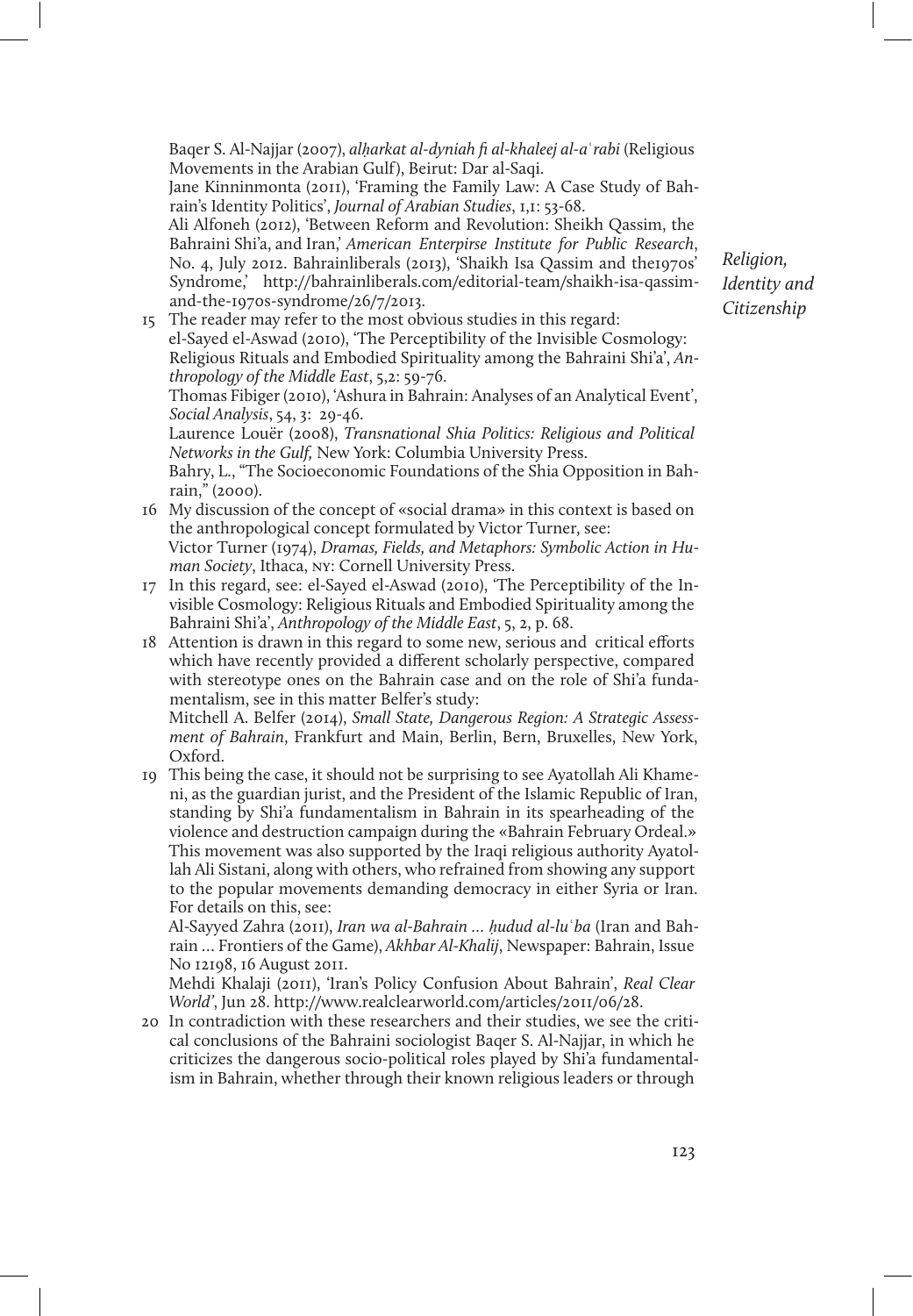Baqer S. Al-Najjar (2007), *alḥarkat al-dyniah fi al-khaleej al-aʿrabi* (Religious Movements in the Arabian Gulf), Beirut: Dar al-Saqi.
Jane Kinninmonta (2011), 'Framing the Family Law: A Case Study of Bahrain's Identity Politics', *Journal of Arabian Studies*, 1,1: 53-68.
Ali Alfoneh (2012), 'Between Reform and Revolution: Sheikh Qassim, the Bahraini Shi'a, and Iran,' *American Enterpirse Institute for Public Research*, No. 4, July 2012. Bahrainliberals (2013), 'Shaikh Isa Qassim and the1970s' Syndrome,' http://bahrainliberals.com/editorial-team/shaikh-isa-qassim-and-the-1970s-syndrome/26/7/2013.

15 The reader may refer to the most obvious studies in this regard:
el-Sayed el-Aswad (2010), 'The Perceptibility of the Invisible Cosmology: Religious Rituals and Embodied Spirituality among the Bahraini Shi'a', *Anthropology of the Middle East*, 5,2: 59-76.
Thomas Fibiger (2010), 'Ashura in Bahrain: Analyses of an Analytical Event', *Social Analysis*, 54, 3: 29-46.
Laurence Louër (2008), *Transnational Shia Politics: Religious and Political Networks in the Gulf,* New York: Columbia University Press.
Bahry, L., "The Socioeconomic Foundations of the Shia Opposition in Bahrain," (2000).

16 My discussion of the concept of «social drama» in this context is based on the anthropological concept formulated by Victor Turner, see:
Victor Turner (1974), *Dramas, Fields, and Metaphors: Symbolic Action in Human Society*, Ithaca, NY: Cornell University Press.

17 In this regard, see: el-Sayed el-Aswad (2010), 'The Perceptibility of the Invisible Cosmology: Religious Rituals and Embodied Spirituality among the Bahraini Shi'a', *Anthropology of the Middle East*, 5, 2, p. 68.

18 Attention is drawn in this regard to some new, serious and critical efforts which have recently provided a different scholarly perspective, compared with stereotype ones on the Bahrain case and on the role of Shi'a fundamentalism, see in this matter Belfer's study:
Mitchell A. Belfer (2014), *Small State, Dangerous Region: A Strategic Assessment of Bahrain*, Frankfurt and Main, Berlin, Bern, Bruxelles, New York, Oxford.

19 This being the case, it should not be surprising to see Ayatollah Ali Khameni, as the guardian jurist, and the President of the Islamic Republic of Iran, standing by Shi'a fundamentalism in Bahrain in its spearheading of the violence and destruction campaign during the «Bahrain February Ordeal.» This movement was also supported by the Iraqi religious authority Ayatollah Ali Sistani, along with others, who refrained from showing any support to the popular movements demanding democracy in either Syria or Iran. For details on this, see:
Al-Sayyed Zahra (2011), *Iran wa al-Bahrain … ḥudud al-luʿba* (Iran and Bahrain … Frontiers of the Game), *Akhbar Al-Khalij*, Newspaper: Bahrain, Issue No 12198, 16 August 2011.
Mehdi Khalaji (2011), 'Iran's Policy Confusion About Bahrain', *Real Clear World'*, Jun 28. http://www.realclearworld.com/articles/2011/06/28.

20 In contradiction with these researchers and their studies, we see the critical conclusions of the Bahraini sociologist Baqer S. Al-Najjar, in which he criticizes the dangerous socio-political roles played by Shi'a fundamentalism in Bahrain, whether through their known religious leaders or through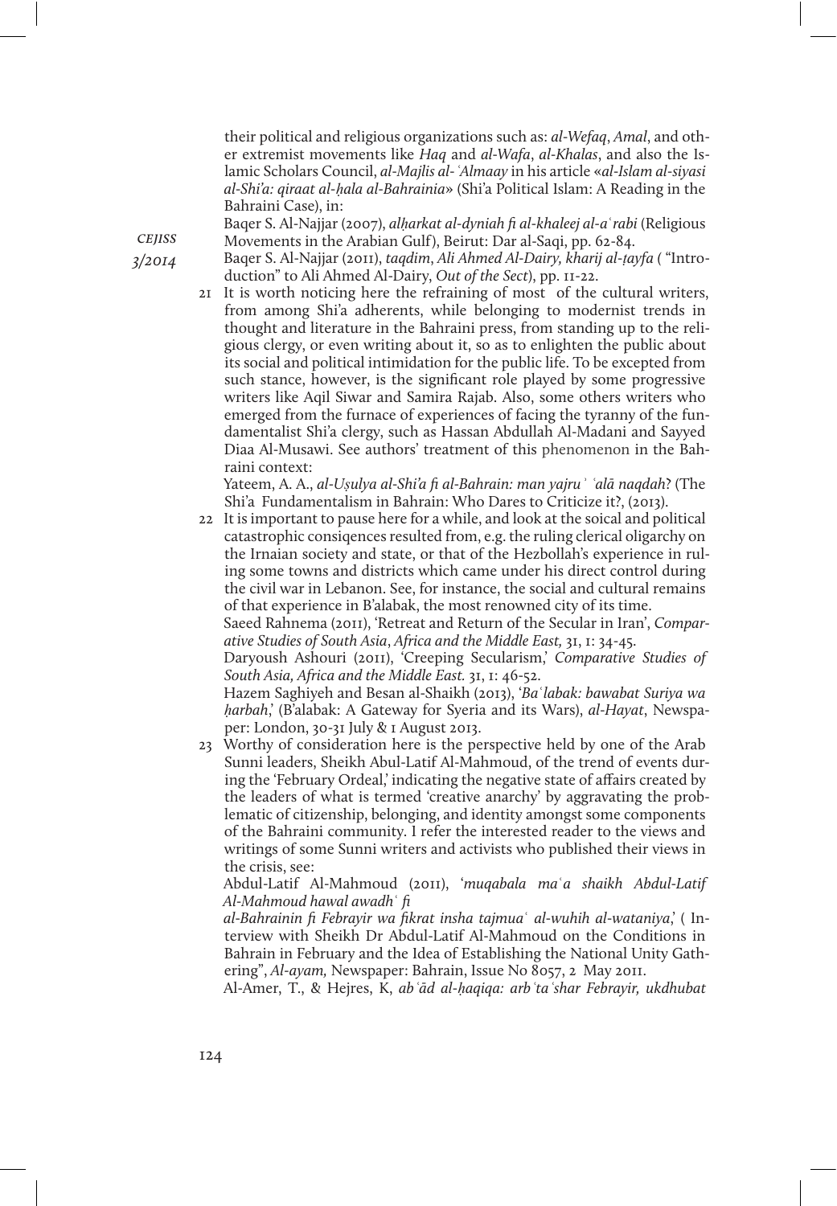their political and religious organizations such as: *al-Wefaq*, *Amal*, and other extremist movements like *Haq* and *al-Wafa*, *al-Khalas*, and also the Islamic Scholars Council, *al-Majlis al-ʿAlmaay* in his article «*al-Islam al-siyasi al-Shi'a: qiraat al-ḥala al-Bahrainia*» (Shi'a Political Islam: A Reading in the Bahraini Case), in:

Baqer S. Al-Najjar (2007), *alḥarkat al-dyniah fi al-khaleej al-aʿrabi* (Religious Movements in the Arabian Gulf), Beirut: Dar al-Saqi, pp. 62-84.

Baqer S. Al-Najjar (2011), *taqdim*, *Ali Ahmed Al-Dairy, kharij al-ṭayfa* ( "Introduction" to Ali Ahmed Al-Dairy, *Out of the Sect*), pp. 11-22.

21 It is worth noticing here the refraining of most of the cultural writers, from among Shi'a adherents, while belonging to modernist trends in thought and literature in the Bahraini press, from standing up to the religious clergy, or even writing about it, so as to enlighten the public about its social and political intimidation for the public life. To be excepted from such stance, however, is the significant role played by some progressive writers like Aqil Siwar and Samira Rajab. Also, some others writers who emerged from the furnace of experiences of facing the tyranny of the fundamentalist Shi'a clergy, such as Hassan Abdullah Al-Madani and Sayyed Diaa Al-Musawi. See authors' treatment of this phenomenon in the Bahraini context:

Yateem, A. A., *al-Uṣulya al-Shi'a fi al-Bahrain: man yajruʾ ʿalā naqdah*? (The Shi'a Fundamentalism in Bahrain: Who Dares to Criticize it?, (2013).

22 It is important to pause here for a while, and look at the soical and political catastrophic consiqences resulted from, e.g. the ruling clerical oligarchy on the Irnaian society and state, or that of the Hezbollah's experience in ruling some towns and districts which came under his direct control during the civil war in Lebanon. See, for instance, the social and cultural remains of that experience in B'alabak, the most renowned city of its time.

Saeed Rahnema (2011), 'Retreat and Return of the Secular in Iran', *Comparative Studies of South Asia*, *Africa and the Middle East,* 31, 1: 34-45.

Daryoush Ashouri (2011), 'Creeping Secularism,' *Comparative Studies of South Asia, Africa and the Middle East.* 31, 1: 46-52.

Hazem Saghiyeh and Besan al-Shaikh (2013), '*Baʿlabak: bawabat Suriya wa ḥarbah*,' (B'alabak: A Gateway for Syeria and its Wars), *al-Hayat*, Newspaper: London, 30-31 July & 1 August 2013.

23 Worthy of consideration here is the perspective held by one of the Arab Sunni leaders, Sheikh Abul-Latif Al-Mahmoud, of the trend of events during the 'February Ordeal,' indicating the negative state of affairs created by the leaders of what is termed 'creative anarchy' by aggravating the problematic of citizenship, belonging, and identity amongst some components of the Bahraini community. I refer the interested reader to the views and writings of some Sunni writers and activists who published their views in the crisis, see:

Abdul-Latif Al-Mahmoud (2011), '*muqabala maʿa shaikh Abdul-Latif Al-Mahmoud hawal awadhʿ fi al-Bahrainin fi Febrayir wa fikrat insha tajmuaʿ al-wuhih al-wataniya*,' ( Interview with Sheikh Dr Abdul-Latif Al-Mahmoud on the Conditions in Bahrain in February and the Idea of Establishing the National Unity Gathering", *Al-ayam,* Newspaper: Bahrain, Issue No 8057, 2 May 2011.

Al-Amer, T., & Hejres, K, *abʿād al-ḥaqiqa: arbʿtaʿshar Febrayir, ukdhubat*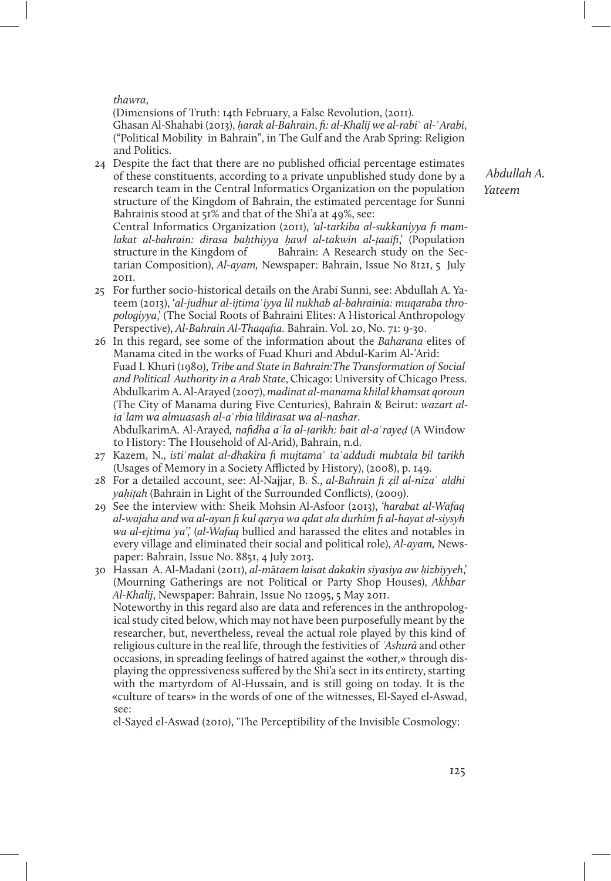*thawra*,

(Dimensions of Truth: 14th February, a False Revolution, (2011).

Ghasan Al-Shahabi (2013), *ḥarak al-Bahrain*, *fi: al-Khalij we al-rabiʿ al-ʿArabi*, ("Political Mobility in Bahrain", in The Gulf and the Arab Spring: Religion and Politics.

24 Despite the fact that there are no published official percentage estimates of these constituents, according to a private unpublished study done by a research team in the Central Informatics Organization on the population structure of the Kingdom of Bahrain, the estimated percentage for Sunni Bahrainis stood at 51% and that of the Shi'a at 49%, see:
Central Informatics Organization (2011), *'al-tarkiba al-sukkaniyya fi mamlakat al-bahrain: dirasa baḥthiyya ḥawl al-takwin al-ṭaaifi*,' (Population structure in the Kingdom of Bahrain: A Research study on the Sectarian Composition), *Al-ayam,* Newspaper: Bahrain, Issue No 8121, 5 July 2011.

25 For further socio-historical details on the Arabi Sunni, see: Abdullah A. Yateem (2013), '*al-judhur al-ijtimaʿiyya lil nukhab al-bahrainia: muqaraba thropologiyya*,' (The Social Roots of Bahraini Elites: A Historical Anthropology Perspective), *Al-Bahrain Al-Thaqafia*. Bahrain. Vol. 20, No. 71: 9-30.

26 In this regard, see some of the information about the *Baharana* elites of Manama cited in the works of Fuad Khuri and Abdul-Karim Al-'Arid:
Fuad I. Khuri (1980), *Tribe and State in Bahrain:The Transformation of Social and Political Authority in a Arab State*, Chicago: University of Chicago Press.
Abdulkarim A. Al-Arayed (2007), *madinat al-manama khilal khamsat qoroun* (The City of Manama during Five Centuries), Bahrain & Beirut: *wazart al-iaʿlam wa almuasash al-aʿrbia lildirasat wa al-nashar*.
AbdulkarimA. Al-Arayed*, nafidha aʿla al-ṭarikh: bait al-aʿrayeḍ* (A Window to History: The Household of Al-Arid), Bahrain, n.d.

27 Kazem, N., *istiʿmalat al-dhakira fi mujtamaʿ taʿaddudi mubtala bil tarikh* (Usages of Memory in a Society Afflicted by History), (2008), p. 149.

28 For a detailed account, see: Al-Najjar, B. S., *al-Bahrain fi ẓil al-nizaʿ aldhi yaḥiṭah* (Bahrain in Light of the Surrounded Conflicts), (2009).

29 See the interview with: Sheik Mohsin Al-Asfoor (2013), *'harabat al-Wafaq al-wajaha and wa al-ayan fi kul qarya wa qdat ala durhim fi al-hayat al-siysyh wa al-ejtima'ya'*,' (*al-Wafaq* bullied and harassed the elites and notables in every village and eliminated their social and political role), *Al-ayam,* Newspaper: Bahrain, Issue No. 8851, 4 July 2013.

30 Hassan A. Al-Madani (2011), *al-mātaem laisat dakakin siyasiya aw ḥizbiyyeh*,' (Mourning Gatherings are not Political or Party Shop Houses), *Akhbar Al-Khalij*, Newspaper: Bahrain, Issue No 12095, 5 May 2011.
Noteworthy in this regard also are data and references in the anthropological study cited below, which may not have been purposefully meant by the researcher, but, nevertheless, reveal the actual role played by this kind of religious culture in the real life, through the festivities of *ʿAshurā* and other occasions, in spreading feelings of hatred against the «other,» through displaying the oppressiveness suffered by the Shi'a sect in its entirety, starting with the martyrdom of Al-Hussain, and is still going on today. It is the «culture of tears» in the words of one of the witnesses, El-Sayed el-Aswad, see:
el-Sayed el-Aswad (2010), 'The Perceptibility of the Invisible Cosmology: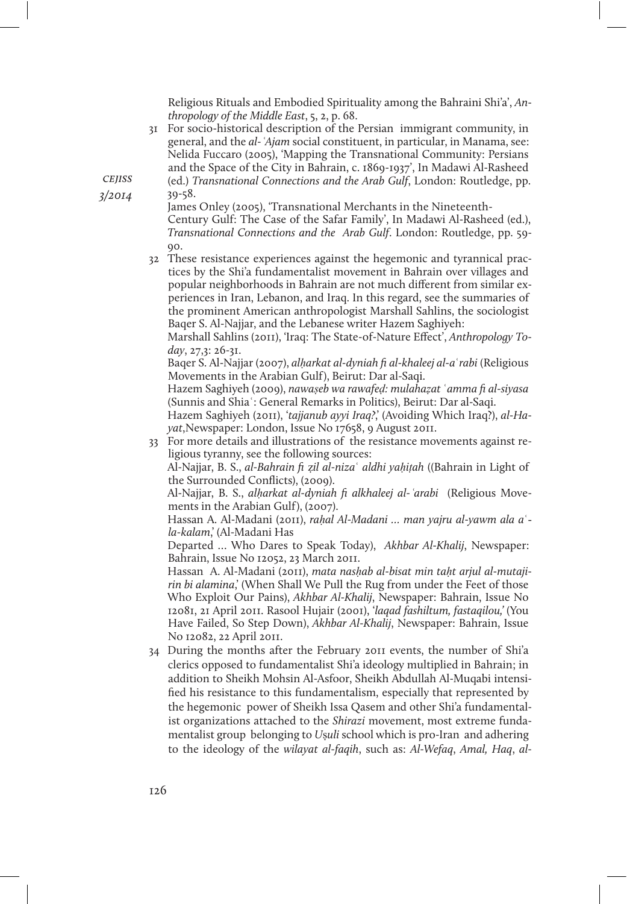Religious Rituals and Embodied Spirituality among the Bahraini Shi'a', *Anthropology of the Middle East*, 5, 2, p. 68.

31 For socio-historical description of the Persian immigrant community, in general, and the *al-ʿAjam* social constituent, in particular, in Manama, see: Nelida Fuccaro (2005), 'Mapping the Transnational Community: Persians and the Space of the City in Bahrain, c. 1869-1937', In Madawi Al-Rasheed (ed.) *Transnational Connections and the Arab Gulf*, London: Routledge, pp. 39-58.
James Onley (2005), 'Transnational Merchants in the Nineteenth-Century Gulf: The Case of the Safar Family', In Madawi Al-Rasheed (ed.), *Transnational Connections and the Arab Gulf*. London: Routledge, pp. 59-90.

32 These resistance experiences against the hegemonic and tyrannical practices by the Shi'a fundamentalist movement in Bahrain over villages and popular neighborhoods in Bahrain are not much different from similar experiences in Iran, Lebanon, and Iraq. In this regard, see the summaries of the prominent American anthropologist Marshall Sahlins, the sociologist Baqer S. Al-Najjar, and the Lebanese writer Hazem Saghiyeh:
Marshall Sahlins (2011), 'Iraq: The State-of-Nature Effect', *Anthropology Today*, 27,3: 26-31.
Baqer S. Al-Najjar (2007), *alḥarkat al-dyniah fi al-khaleej al-aʿrabi* (Religious Movements in the Arabian Gulf), Beirut: Dar al-Saqi.
Hazem Saghiyeh (2009), *nawaṣeb wa rawafeḍ: mulahaẓat ʿamma fi al-siyasa* (Sunnis and Shiaʿ: General Remarks in Politics), Beirut: Dar al-Saqi.
Hazem Saghiyeh (2011), '*tajjanub ayyi Iraq?*,' (Avoiding Which Iraq?), *al-Hayat*,Newspaper: London, Issue No 17658, 9 August 2011.

33 For more details and illustrations of the resistance movements against religious tyranny, see the following sources:
Al-Najjar, B. S., *al-Bahrain fi ẓil al-nizaʿ aldhi yaḥiṭah* ((Bahrain in Light of the Surrounded Conflicts), (2009).
Al-Najjar, B. S., *alḥarkat al-dyniah fi alkhaleej al-ʿarabi* (Religious Movements in the Arabian Gulf), (2007).
Hassan A. Al-Madani (2011), *raḥal Al-Madani ... man yajru al-yawm ala aʿ-la-kalam*,' (Al-Madani Has Departed ... Who Dares to Speak Today), *Akhbar Al-Khalij*, Newspaper: Bahrain, Issue No 12052, 23 March 2011.
Hassan A. Al-Madani (2011), *mata nasḥab al-bisat min taḥt arjul al-mutajirin bi alamina*,' (When Shall We Pull the Rug from under the Feet of those Who Exploit Our Pains), *Akhbar Al-Khalij*, Newspaper: Bahrain, Issue No 12081, 21 April 2011. Rasool Hujair (2001), '*laqad fashiltum, fastaqilou*,' (You Have Failed, So Step Down), *Akhbar Al-Khalij*, Newspaper: Bahrain, Issue No 12082, 22 April 2011.

34 During the months after the February 2011 events, the number of Shi'a clerics opposed to fundamentalist Shi'a ideology multiplied in Bahrain; in addition to Sheikh Mohsin Al-Asfoor, Sheikh Abdullah Al-Muqabi intensified his resistance to this fundamentalism, especially that represented by the hegemonic power of Sheikh Issa Qasem and other Shi'a fundamentalist organizations attached to the *Shirazi* movement, most extreme fundamentalist group belonging to *Uṣuli* school which is pro-Iran and adhering to the ideology of the *wilayat al-faqih*, such as: *Al-Wefaq*, *Amal, Haq*, *al-*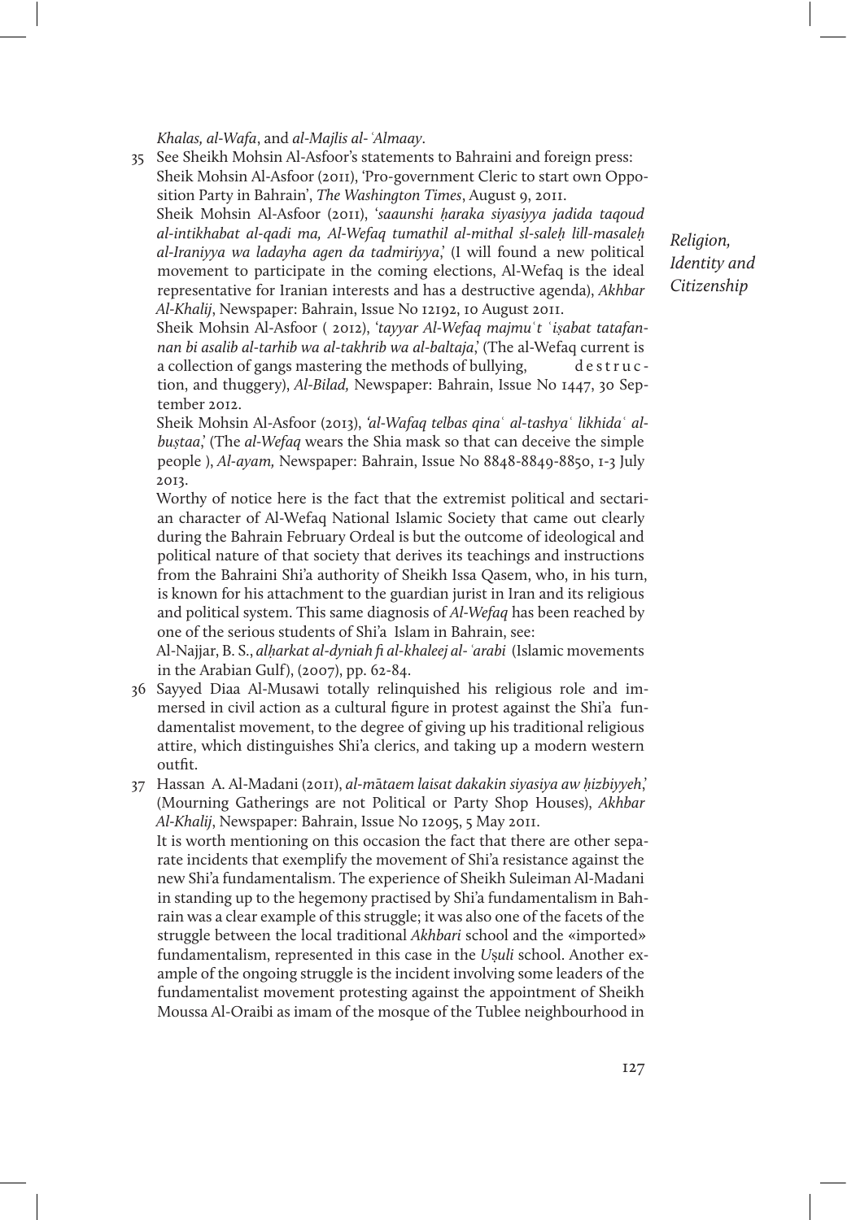*Khalas, al-Wafa*, and *al-Majlis al-ʿAlmaay*.

35 See Sheikh Mohsin Al-Asfoor's statements to Bahraini and foreign press: Sheik Mohsin Al-Asfoor (2011), 'Pro-government Cleric to start own Opposition Party in Bahrain', *The Washington Times*, August 9, 2011.
Sheik Mohsin Al-Asfoor (2011), '*saaunshi ḥaraka siyasiyya jadida taqoud al-intikhabat al-qadi ma, Al-Wefaq tumathil al-mithal sl-saleḥ lill-masaleḥ al-Iraniyya wa ladayha agen da tadmiriyya*,' (I will found a new political movement to participate in the coming elections, Al-Wefaq is the ideal representative for Iranian interests and has a destructive agenda), *Akhbar Al-Khalij*, Newspaper: Bahrain, Issue No 12192, 10 August 2011.
Sheik Mohsin Al-Asfoor ( 2012), '*tayyar Al-Wefaq majmuʿt ʿiṣabat tatafannan bi asalib al-tarhib wa al-takhrib wa al-baltaja*,' (The al-Wefaq current is a collection of gangs mastering the methods of bullying, destruction, and thuggery), *Al-Bilad,* Newspaper: Bahrain, Issue No 1447, 30 September 2012.
Sheik Mohsin Al-Asfoor (2013), *'al-Wafaq telbas qinaʿ al-tashyaʿ likhidaʿ al-busṭaa*,' (The *al-Wefaq* wears the Shia mask so that can deceive the simple people ), *Al-ayam,* Newspaper: Bahrain, Issue No 8848-8849-8850, 1-3 July 2013.
Worthy of notice here is the fact that the extremist political and sectarian character of Al-Wefaq National Islamic Society that came out clearly during the Bahrain February Ordeal is but the outcome of ideological and political nature of that society that derives its teachings and instructions from the Bahraini Shi'a authority of Sheikh Issa Qasem, who, in his turn, is known for his attachment to the guardian jurist in Iran and its religious and political system. This same diagnosis of *Al-Wefaq* has been reached by one of the serious students of Shi'a Islam in Bahrain, see:
Al-Najjar, B. S., *alḥarkat al-dyniah fi al-khaleej al-ʿarabi* (Islamic movements in the Arabian Gulf), (2007), pp. 62-84.

36 Sayyed Diaa Al-Musawi totally relinquished his religious role and immersed in civil action as a cultural figure in protest against the Shi'a fundamentalist movement, to the degree of giving up his traditional religious attire, which distinguishes Shi'a clerics, and taking up a modern western outfit.

37 Hassan A. Al-Madani (2011), *al-mātaem laisat dakakin siyasiya aw ḥizbiyyeh*,' (Mourning Gatherings are not Political or Party Shop Houses), *Akhbar Al-Khalij*, Newspaper: Bahrain, Issue No 12095, 5 May 2011.
It is worth mentioning on this occasion the fact that there are other separate incidents that exemplify the movement of Shi'a resistance against the new Shi'a fundamentalism. The experience of Sheikh Suleiman Al-Madani in standing up to the hegemony practised by Shi'a fundamentalism in Bahrain was a clear example of this struggle; it was also one of the facets of the struggle between the local traditional *Akhbari* school and the «imported» fundamentalism, represented in this case in the *Uṣuli* school. Another example of the ongoing struggle is the incident involving some leaders of the fundamentalist movement protesting against the appointment of Sheikh Moussa Al-Oraibi as imam of the mosque of the Tublee neighbourhood in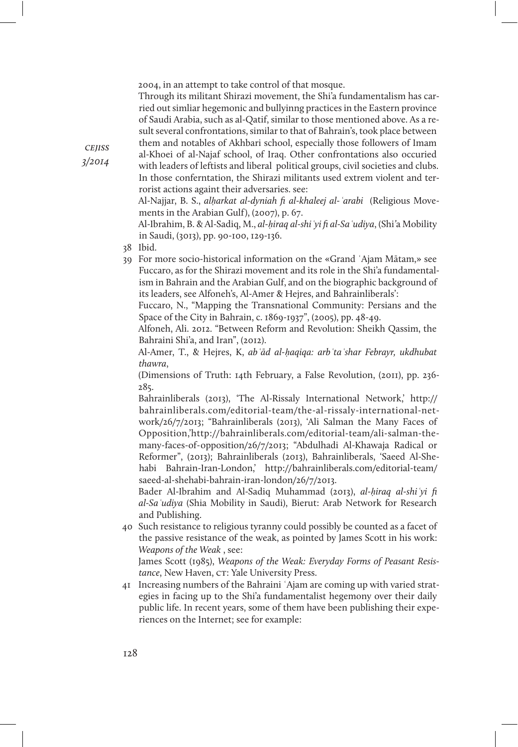2004, in an attempt to take control of that mosque.

Through its militant Shirazi movement, the Shi'a fundamentalism has carried out simliar hegemonic and bullyinng practices in the Eastern province of Saudi Arabia, such as al-Qatif, similar to those mentioned above. As a result several confrontations, similar to that of Bahrain's, took place between them and notables of Akhbari school, especially those followers of Imam al-Khoei of al-Najaf school, of Iraq. Other confrontations also occuried with leaders of leftists and liberal political groups, civil societies and clubs. In those confernation, the Shirazi militants used extrem violent and terrorist actions againt their adversaries. see:

Al-Najjar, B. S., *alḥarkat al-dyniah fi al-khaleej al-ʿarabi* (Religious Movements in the Arabian Gulf), (2007), p. 67.

Al-Ibrahim, B. & Al-Sadiq, M., *al-ḥiraq al-shiʿyi fi al-Saʿudiya*, (Shi'a Mobility in Saudi, (3013), pp. 90-100, 129-136.

38 Ibid.

39 For more socio-historical information on the «Grand ʿAjam Mātam,» see Fuccaro, as for the Shirazi movement and its role in the Shi'a fundamentalism in Bahrain and the Arabian Gulf, and on the biographic background of its leaders, see Alfoneh's, Al-Amer & Hejres, and Bahrainliberals':

Fuccaro, N., "Mapping the Transnational Community: Persians and the Space of the City in Bahrain, c. 1869-1937", (2005), pp. 48-49.

Alfoneh, Ali. 2012. "Between Reform and Revolution: Sheikh Qassim, the Bahraini Shi'a, and Iran", (2012).

Al-Amer, T., & Hejres, K, *abʿād al-ḥaqiqa: arbʿtaʿshar Febrayr, ukdhubat thawra*,

(Dimensions of Truth: 14th February, a False Revolution, (2011), pp. 236-285.

Bahrainliberals (2013), 'The Al-Rissaly International Network,' http://bahrainliberals.com/editorial-team/the-al-rissaly-international-network/26/7/2013; "Bahrainliberals (2013), 'Ali Salman the Many Faces of Opposition,'http://bahrainliberals.com/editorial-team/ali-salman-the-many-faces-of-opposition/26/7/2013; "Abdulhadi Al-Khawaja Radical or Reformer", (2013); Bahrainliberals (2013), Bahrainliberals, 'Saeed Al-Shehabi Bahrain-Iran-London,' http://bahrainliberals.com/editorial-team/saeed-al-shehabi-bahrain-iran-london/26/7/2013.

Bader Al-Ibrahim and Al-Sadiq Muhammad (2013), *al-ḥiraq al-shiʿyi fi al-Saʿudiya* (Shia Mobility in Saudi), Bierut: Arab Network for Research and Publishing.

40 Such resistance to religious tyranny could possibly be counted as a facet of the passive resistance of the weak, as pointed by James Scott in his work: *Weapons of the Weak* , see:

James Scott (1985), *Weapons of the Weak: Everyday Forms of Peasant Resistance*, New Haven, CT: Yale University Press.

41 Increasing numbers of the Bahraini ʿAjam are coming up with varied strategies in facing up to the Shi'a fundamentalist hegemony over their daily public life. In recent years, some of them have been publishing their experiences on the Internet; see for example: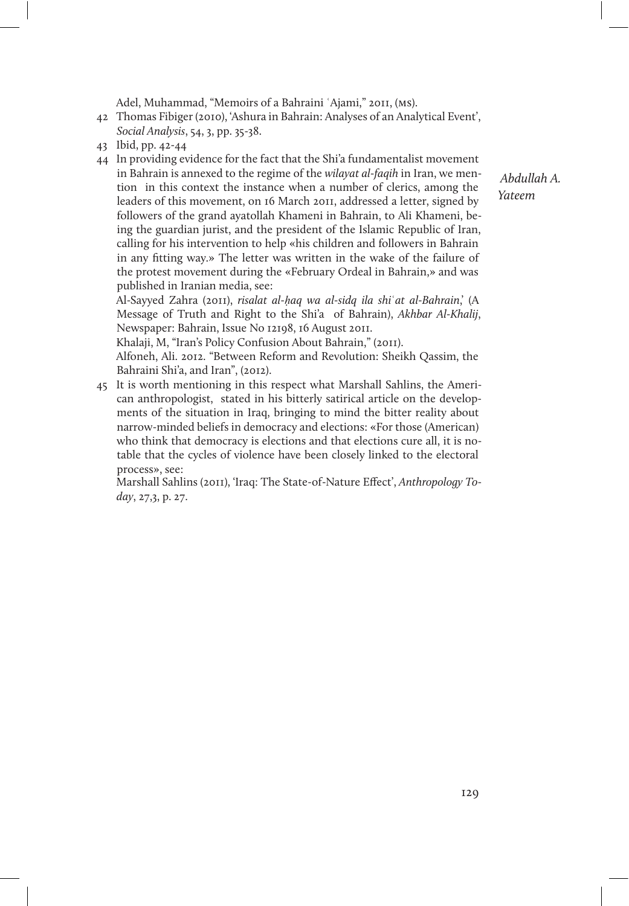Adel, Muhammad, "Memoirs of a Bahraini ʿAjami," 2011, (MS).

42 Thomas Fibiger (2010), 'Ashura in Bahrain: Analyses of an Analytical Event', *Social Analysis*, 54, 3, pp. 35-38.

43 Ibid, pp. 42-44

44 In providing evidence for the fact that the Shi'a fundamentalist movement in Bahrain is annexed to the regime of the *wilayat al-faqih* in Iran, we mention in this context the instance when a number of clerics, among the leaders of this movement, on 16 March 2011, addressed a letter, signed by followers of the grand ayatollah Khameni in Bahrain, to Ali Khameni, being the guardian jurist, and the president of the Islamic Republic of Iran, calling for his intervention to help «his children and followers in Bahrain in any fitting way.» The letter was written in the wake of the failure of the protest movement during the «February Ordeal in Bahrain,» and was published in Iranian media, see:

Al-Sayyed Zahra (2011), *risalat al-ḥaq wa al-sidq ila shiʿat al-Bahrain*,' (A Message of Truth and Right to the Shi'a of Bahrain), *Akhbar Al-Khalij*, Newspaper: Bahrain, Issue No 12198, 16 August 2011.

Khalaji, M, "Iran's Policy Confusion About Bahrain," (2011).

Alfoneh, Ali. 2012. "Between Reform and Revolution: Sheikh Qassim, the Bahraini Shi'a, and Iran", (2012).

45 It is worth mentioning in this respect what Marshall Sahlins, the American anthropologist, stated in his bitterly satirical article on the developments of the situation in Iraq, bringing to mind the bitter reality about narrow-minded beliefs in democracy and elections: «For those (American) who think that democracy is elections and that elections cure all, it is notable that the cycles of violence have been closely linked to the electoral process», see:

Marshall Sahlins (2011), 'Iraq: The State-of-Nature Effect', *Anthropology Today*, 27,3, p. 27.